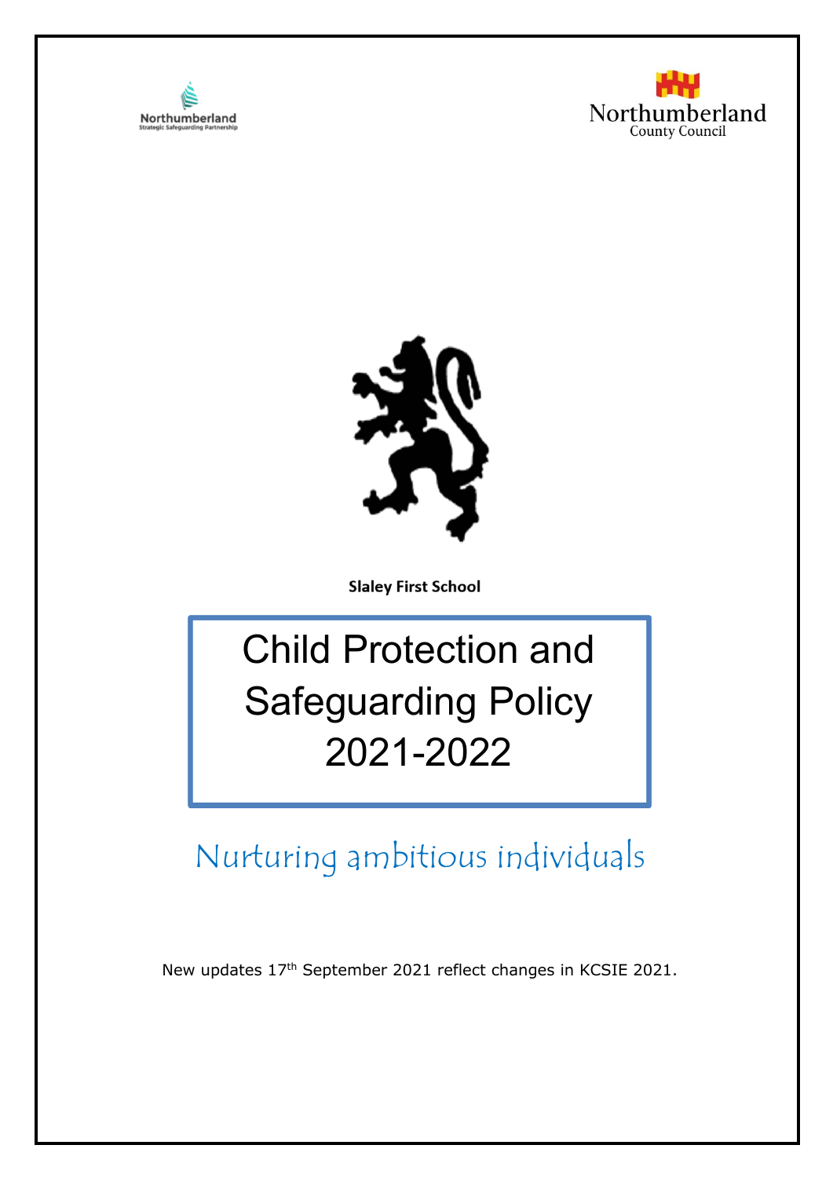Northumberland
Strategic Safeguarding Partnership

Northumberland
County Council

**Slaley First School**

# Child Protection and Safeguarding Policy 2021-2022

Nurturing ambitious individuals

New updates 17th September 2021 reflect changes in KCSIE 2021.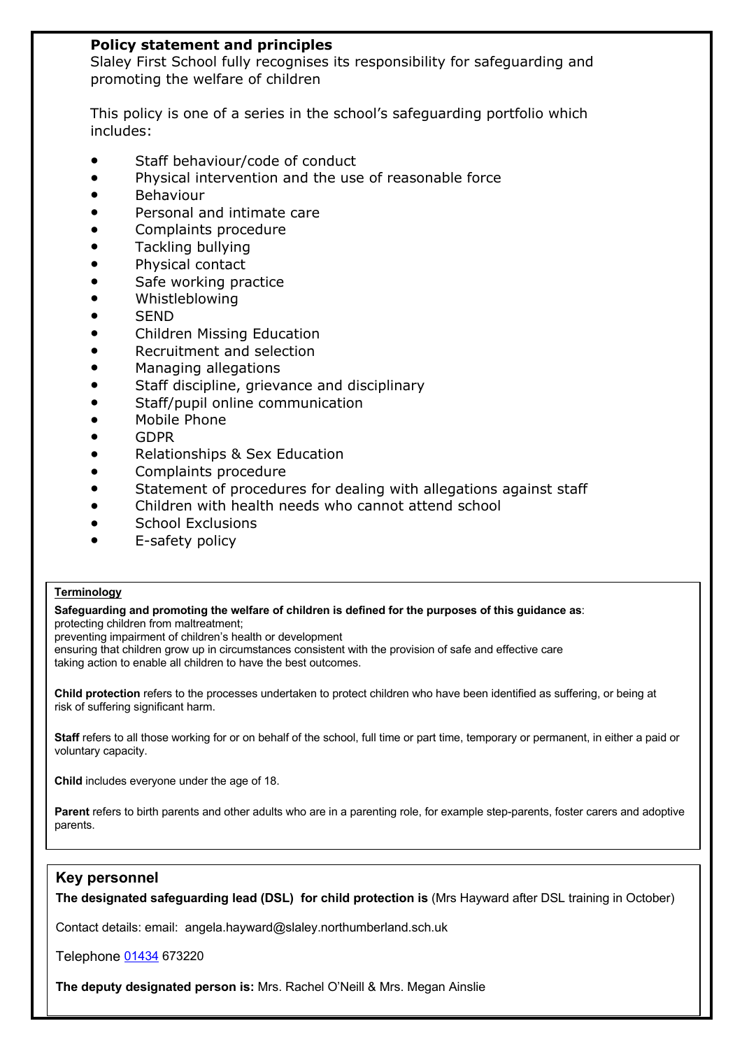## Policy statement and principles

Slaley First School fully recognises its responsibility for safeguarding and promoting the welfare of children

This policy is one of a series in the school's safeguarding portfolio which includes:

- Staff behaviour/code of conduct
- Physical intervention and the use of reasonable force
- Behaviour
- Personal and intimate care
- Complaints procedure
- Tackling bullying
- Physical contact
- Safe working practice
- Whistleblowing
- SEND
- Children Missing Education
- Recruitment and selection
- Managing allegations
- Staff discipline, grievance and disciplinary
- Staff/pupil online communication
- Mobile Phone
- GDPR
- Relationships & Sex Education
- Complaints procedure
- Statement of procedures for dealing with allegations against staff
- Children with health needs who cannot attend school
- School Exclusions
- E-safety policy

### Terminology

**Safeguarding and promoting the welfare of children is defined for the purposes of this guidance as**:
protecting children from maltreatment;
preventing impairment of children's health or development
ensuring that children grow up in circumstances consistent with the provision of safe and effective care
taking action to enable all children to have the best outcomes.

**Child protection** refers to the processes undertaken to protect children who have been identified as suffering, or being at risk of suffering significant harm.

**Staff** refers to all those working for or on behalf of the school, full time or part time, temporary or permanent, in either a paid or voluntary capacity.

**Child** includes everyone under the age of 18.

**Parent** refers to birth parents and other adults who are in a parenting role, for example step-parents, foster carers and adoptive parents.

### Key personnel

**The designated safeguarding lead (DSL) for child protection is** (Mrs Hayward after DSL training in October)

Contact details: email: angela.hayward@slaley.northumberland.sch.uk

Telephone 01434 673220

**The deputy designated person is:** Mrs. Rachel O'Neill & Mrs. Megan Ainslie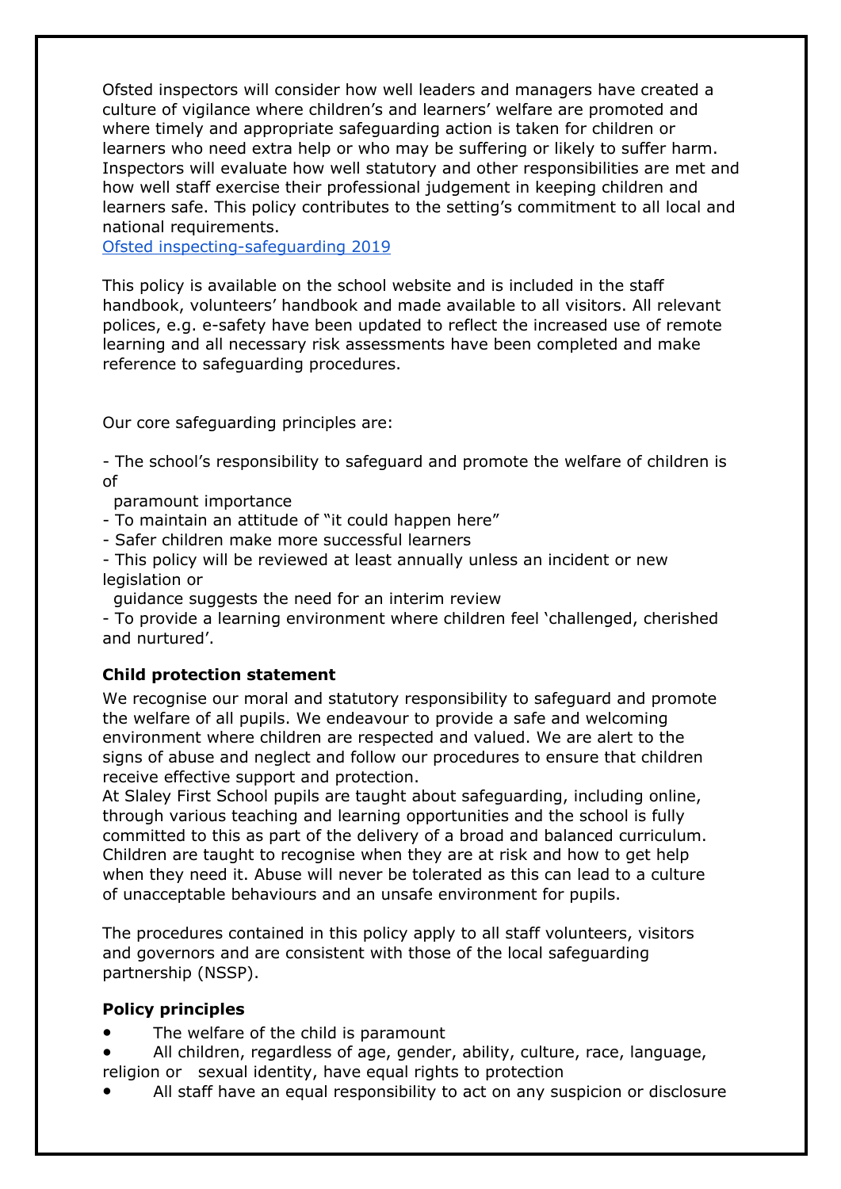Ofsted inspectors will consider how well leaders and managers have created a culture of vigilance where children's and learners' welfare are promoted and where timely and appropriate safeguarding action is taken for children or learners who need extra help or who may be suffering or likely to suffer harm. Inspectors will evaluate how well statutory and other responsibilities are met and how well staff exercise their professional judgement in keeping children and learners safe. This policy contributes to the setting's commitment to all local and national requirements.
Ofsted inspecting-safeguarding 2019

This policy is available on the school website and is included in the staff handbook, volunteers' handbook and made available to all visitors. All relevant polices, e.g. e-safety have been updated to reflect the increased use of remote learning and all necessary risk assessments have been completed and make reference to safeguarding procedures.

Our core safeguarding principles are:

- The school's responsibility to safeguard and promote the welfare of children is of paramount importance
- To maintain an attitude of "it could happen here"
- Safer children make more successful learners
- This policy will be reviewed at least annually unless an incident or new legislation or guidance suggests the need for an interim review
- To provide a learning environment where children feel 'challenged, cherished and nurtured'.

**Child protection statement**

We recognise our moral and statutory responsibility to safeguard and promote the welfare of all pupils. We endeavour to provide a safe and welcoming environment where children are respected and valued. We are alert to the signs of abuse and neglect and follow our procedures to ensure that children receive effective support and protection.
At Slaley First School pupils are taught about safeguarding, including online, through various teaching and learning opportunities and the school is fully committed to this as part of the delivery of a broad and balanced curriculum. Children are taught to recognise when they are at risk and how to get help when they need it. Abuse will never be tolerated as this can lead to a culture of unacceptable behaviours and an unsafe environment for pupils.

The procedures contained in this policy apply to all staff volunteers, visitors and governors and are consistent with those of the local safeguarding partnership (NSSP).

**Policy principles**

- The welfare of the child is paramount
- All children, regardless of age, gender, ability, culture, race, language, religion or sexual identity, have equal rights to protection
- All staff have an equal responsibility to act on any suspicion or disclosure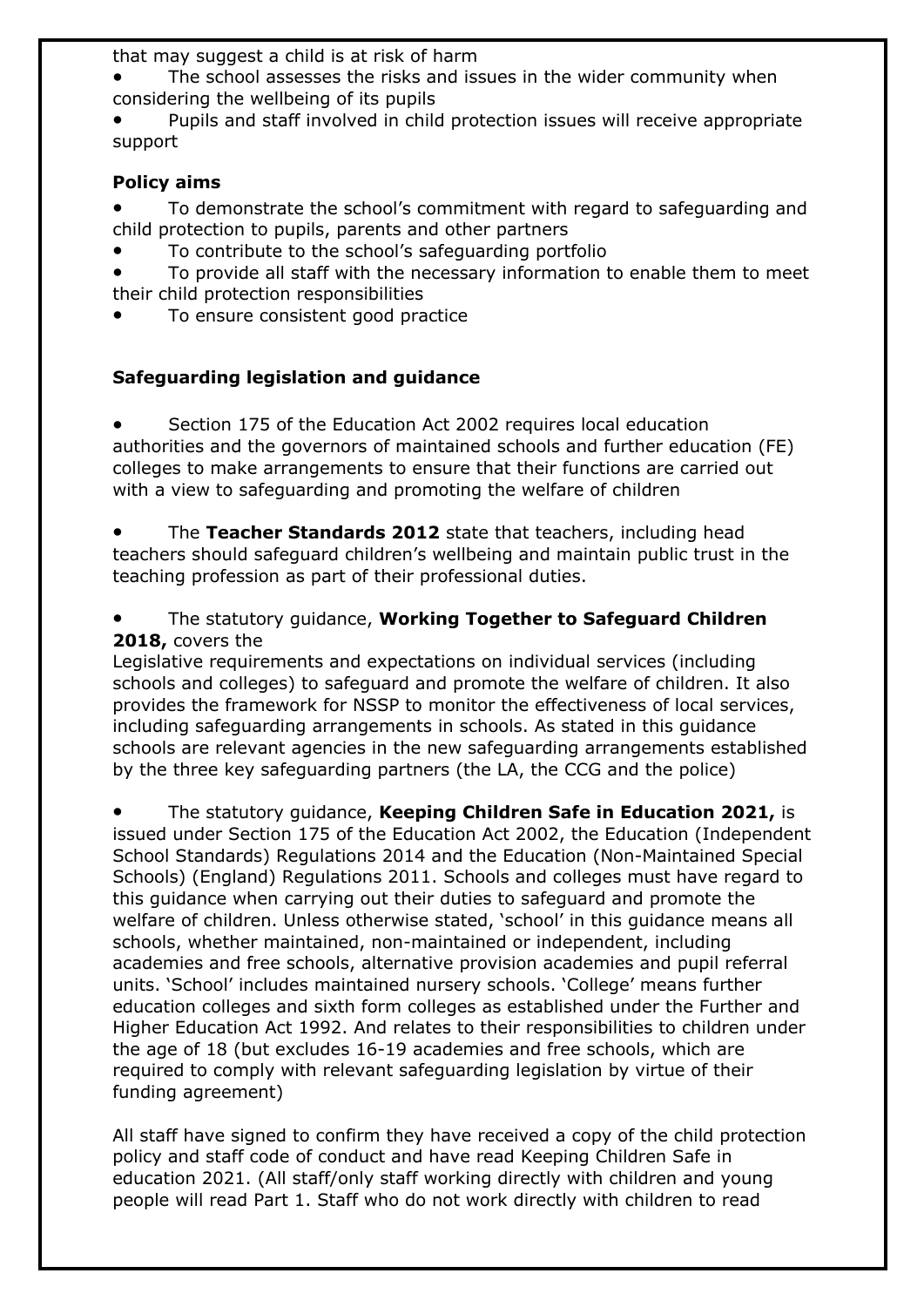that may suggest a child is at risk of harm

- The school assesses the risks and issues in the wider community when considering the wellbeing of its pupils
- Pupils and staff involved in child protection issues will receive appropriate support

**Policy aims**

- To demonstrate the school's commitment with regard to safeguarding and child protection to pupils, parents and other partners
- To contribute to the school's safeguarding portfolio
- To provide all staff with the necessary information to enable them to meet their child protection responsibilities
- To ensure consistent good practice

**Safeguarding legislation and guidance**

- Section 175 of the Education Act 2002 requires local education authorities and the governors of maintained schools and further education (FE) colleges to make arrangements to ensure that their functions are carried out with a view to safeguarding and promoting the welfare of children

- The **Teacher Standards 2012** state that teachers, including head teachers should safeguard children's wellbeing and maintain public trust in the teaching profession as part of their professional duties.

- The statutory guidance, **Working Together to Safeguard Children 2018,** covers the
Legislative requirements and expectations on individual services (including schools and colleges) to safeguard and promote the welfare of children. It also provides the framework for NSSP to monitor the effectiveness of local services, including safeguarding arrangements in schools. As stated in this guidance schools are relevant agencies in the new safeguarding arrangements established by the three key safeguarding partners (the LA, the CCG and the police)

- The statutory guidance, **Keeping Children Safe in Education 2021,** is issued under Section 175 of the Education Act 2002, the Education (Independent School Standards) Regulations 2014 and the Education (Non-Maintained Special Schools) (England) Regulations 2011. Schools and colleges must have regard to this guidance when carrying out their duties to safeguard and promote the welfare of children. Unless otherwise stated, 'school' in this guidance means all schools, whether maintained, non-maintained or independent, including academies and free schools, alternative provision academies and pupil referral units. 'School' includes maintained nursery schools. 'College' means further education colleges and sixth form colleges as established under the Further and Higher Education Act 1992. And relates to their responsibilities to children under the age of 18 (but excludes 16-19 academies and free schools, which are required to comply with relevant safeguarding legislation by virtue of their funding agreement)

All staff have signed to confirm they have received a copy of the child protection policy and staff code of conduct and have read Keeping Children Safe in education 2021. (All staff/only staff working directly with children and young people will read Part 1. Staff who do not work directly with children to read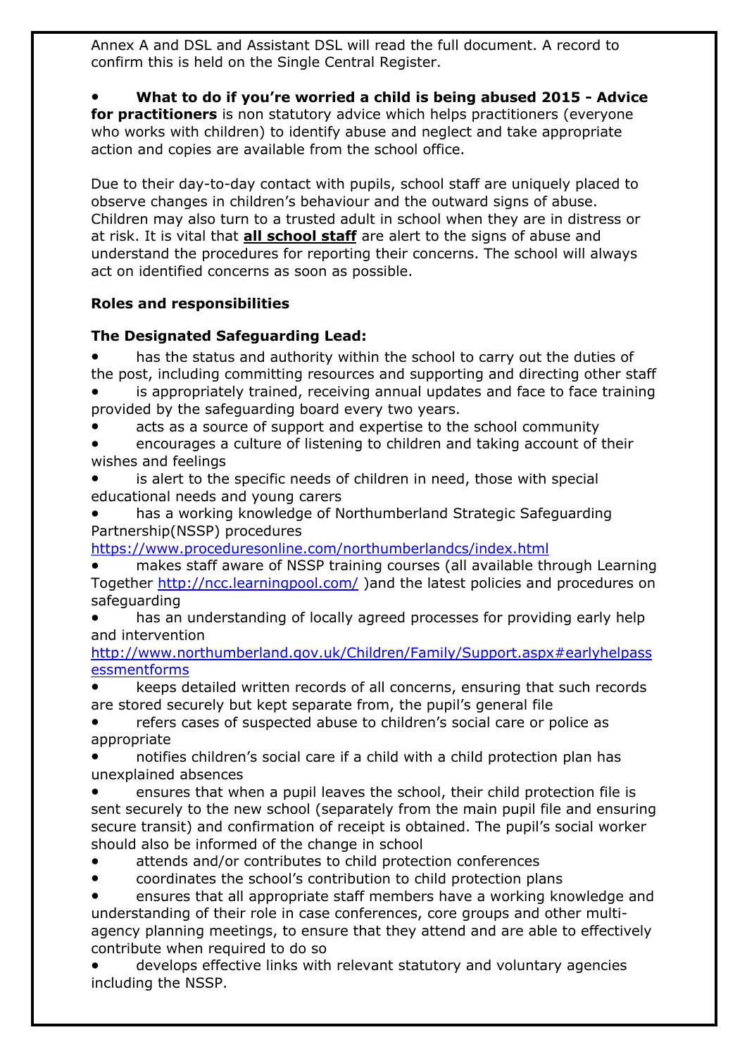Annex A and DSL and Assistant DSL will read the full document. A record to confirm this is held on the Single Central Register.

- **What to do if you're worried a child is being abused 2015 - Advice for practitioners** is non statutory advice which helps practitioners (everyone who works with children) to identify abuse and neglect and take appropriate action and copies are available from the school office.

Due to their day-to-day contact with pupils, school staff are uniquely placed to observe changes in children's behaviour and the outward signs of abuse. Children may also turn to a trusted adult in school when they are in distress or at risk. It is vital that **all school staff** are alert to the signs of abuse and understand the procedures for reporting their concerns. The school will always act on identified concerns as soon as possible.

**Roles and responsibilities**

**The Designated Safeguarding Lead:**

- has the status and authority within the school to carry out the duties of the post, including committing resources and supporting and directing other staff
- is appropriately trained, receiving annual updates and face to face training provided by the safeguarding board every two years.
- acts as a source of support and expertise to the school community
- encourages a culture of listening to children and taking account of their wishes and feelings
- is alert to the specific needs of children in need, those with special educational needs and young carers
- has a working knowledge of Northumberland Strategic Safeguarding Partnership(NSSP) procedures https://www.proceduresonline.com/northumberlandcs/index.html
- makes staff aware of NSSP training courses (all available through Learning Together http://ncc.learningpool.com/ )and the latest policies and procedures on safeguarding
- has an understanding of locally agreed processes for providing early help and intervention http://www.northumberland.gov.uk/Children/Family/Support.aspx#earlyhelpassessmentforms
- keeps detailed written records of all concerns, ensuring that such records are stored securely but kept separate from, the pupil's general file
- refers cases of suspected abuse to children's social care or police as appropriate
- notifies children's social care if a child with a child protection plan has unexplained absences
- ensures that when a pupil leaves the school, their child protection file is sent securely to the new school (separately from the main pupil file and ensuring secure transit) and confirmation of receipt is obtained. The pupil's social worker should also be informed of the change in school
- attends and/or contributes to child protection conferences
- coordinates the school's contribution to child protection plans
- ensures that all appropriate staff members have a working knowledge and understanding of their role in case conferences, core groups and other multi-agency planning meetings, to ensure that they attend and are able to effectively contribute when required to do so
- develops effective links with relevant statutory and voluntary agencies including the NSSP.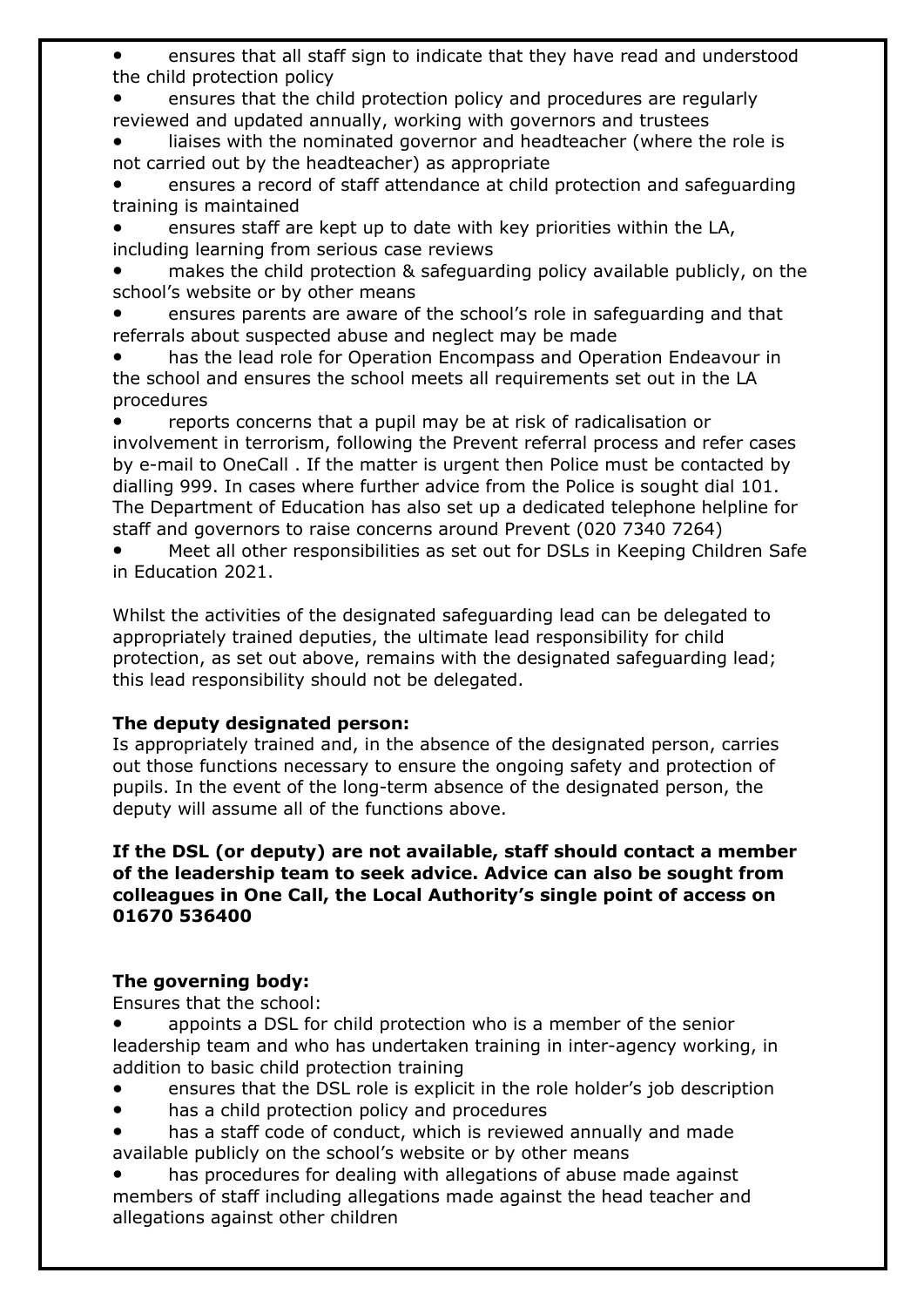- ensures that all staff sign to indicate that they have read and understood the child protection policy
- ensures that the child protection policy and procedures are regularly reviewed and updated annually, working with governors and trustees
- liaises with the nominated governor and headteacher (where the role is not carried out by the headteacher) as appropriate
- ensures a record of staff attendance at child protection and safeguarding training is maintained
- ensures staff are kept up to date with key priorities within the LA, including learning from serious case reviews
- makes the child protection & safeguarding policy available publicly, on the school's website or by other means
- ensures parents are aware of the school's role in safeguarding and that referrals about suspected abuse and neglect may be made
- has the lead role for Operation Encompass and Operation Endeavour in the school and ensures the school meets all requirements set out in the LA procedures
- reports concerns that a pupil may be at risk of radicalisation or involvement in terrorism, following the Prevent referral process and refer cases by e-mail to OneCall . If the matter is urgent then Police must be contacted by dialling 999. In cases where further advice from the Police is sought dial 101. The Department of Education has also set up a dedicated telephone helpline for staff and governors to raise concerns around Prevent (020 7340 7264)
- Meet all other responsibilities as set out for DSLs in Keeping Children Safe in Education 2021.

Whilst the activities of the designated safeguarding lead can be delegated to appropriately trained deputies, the ultimate lead responsibility for child protection, as set out above, remains with the designated safeguarding lead; this lead responsibility should not be delegated.

**The deputy designated person:**

Is appropriately trained and, in the absence of the designated person, carries out those functions necessary to ensure the ongoing safety and protection of pupils. In the event of the long-term absence of the designated person, the deputy will assume all of the functions above.

**If the DSL (or deputy) are not available, staff should contact a member of the leadership team to seek advice. Advice can also be sought from colleagues in One Call, the Local Authority's single point of access on 01670 536400**

**The governing body:**

Ensures that the school:

- appoints a DSL for child protection who is a member of the senior leadership team and who has undertaken training in inter-agency working, in addition to basic child protection training
- ensures that the DSL role is explicit in the role holder's job description
- has a child protection policy and procedures
- has a staff code of conduct, which is reviewed annually and made available publicly on the school's website or by other means
- has procedures for dealing with allegations of abuse made against members of staff including allegations made against the head teacher and allegations against other children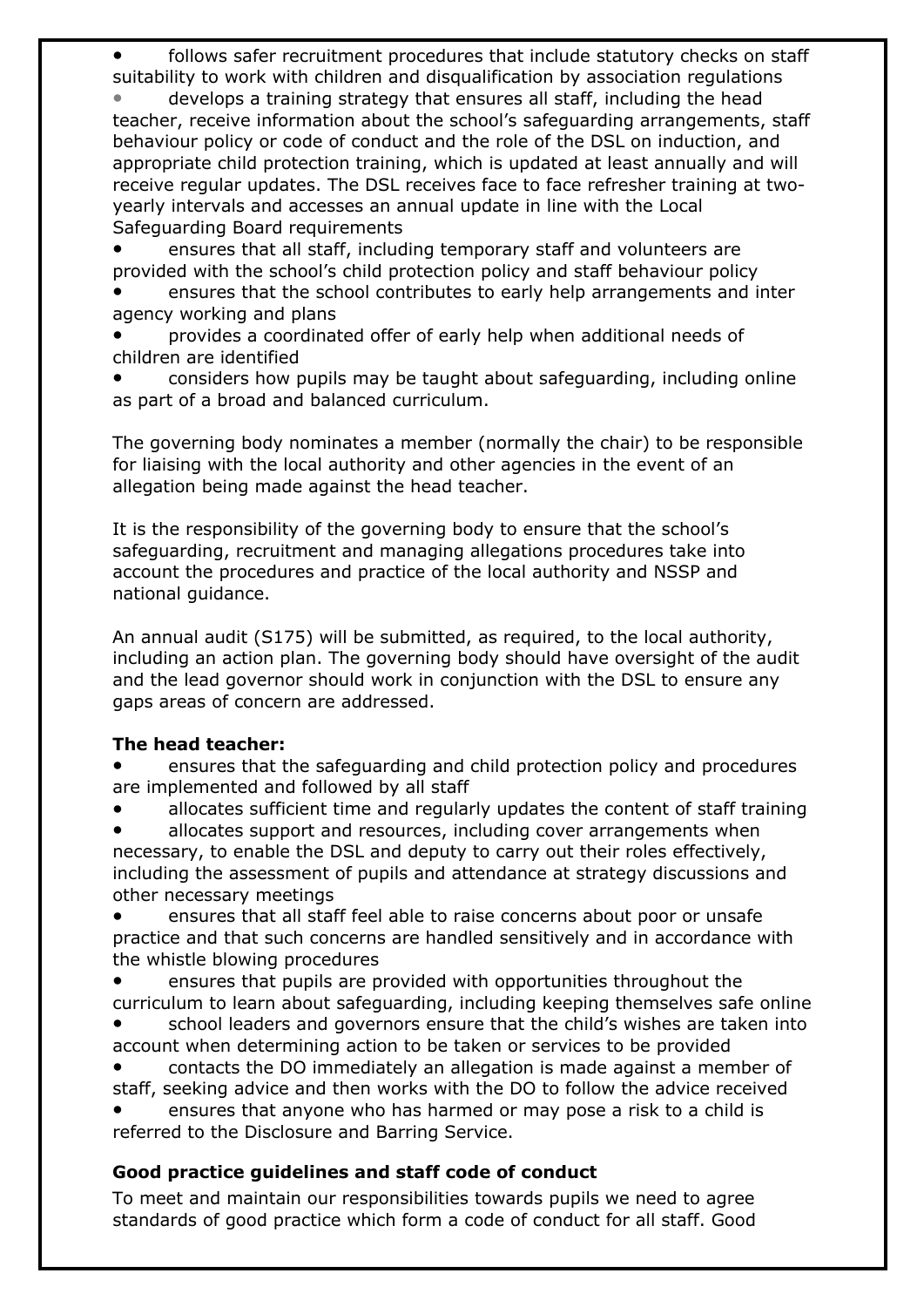- follows safer recruitment procedures that include statutory checks on staff suitability to work with children and disqualification by association regulations
- develops a training strategy that ensures all staff, including the head teacher, receive information about the school's safeguarding arrangements, staff behaviour policy or code of conduct and the role of the DSL on induction, and appropriate child protection training, which is updated at least annually and will receive regular updates. The DSL receives face to face refresher training at two-yearly intervals and accesses an annual update in line with the Local Safeguarding Board requirements
- ensures that all staff, including temporary staff and volunteers are provided with the school's child protection policy and staff behaviour policy
- ensures that the school contributes to early help arrangements and inter agency working and plans
- provides a coordinated offer of early help when additional needs of children are identified
- considers how pupils may be taught about safeguarding, including online as part of a broad and balanced curriculum.

The governing body nominates a member (normally the chair) to be responsible for liaising with the local authority and other agencies in the event of an allegation being made against the head teacher.

It is the responsibility of the governing body to ensure that the school's safeguarding, recruitment and managing allegations procedures take into account the procedures and practice of the local authority and NSSP and national guidance.

An annual audit (S175) will be submitted, as required, to the local authority, including an action plan. The governing body should have oversight of the audit and the lead governor should work in conjunction with the DSL to ensure any gaps areas of concern are addressed.

**The head teacher:**

- ensures that the safeguarding and child protection policy and procedures are implemented and followed by all staff
- allocates sufficient time and regularly updates the content of staff training
- allocates support and resources, including cover arrangements when necessary, to enable the DSL and deputy to carry out their roles effectively, including the assessment of pupils and attendance at strategy discussions and other necessary meetings
- ensures that all staff feel able to raise concerns about poor or unsafe practice and that such concerns are handled sensitively and in accordance with the whistle blowing procedures
- ensures that pupils are provided with opportunities throughout the curriculum to learn about safeguarding, including keeping themselves safe online
- school leaders and governors ensure that the child's wishes are taken into account when determining action to be taken or services to be provided
- contacts the DO immediately an allegation is made against a member of staff, seeking advice and then works with the DO to follow the advice received
- ensures that anyone who has harmed or may pose a risk to a child is referred to the Disclosure and Barring Service.

**Good practice guidelines and staff code of conduct**

To meet and maintain our responsibilities towards pupils we need to agree standards of good practice which form a code of conduct for all staff. Good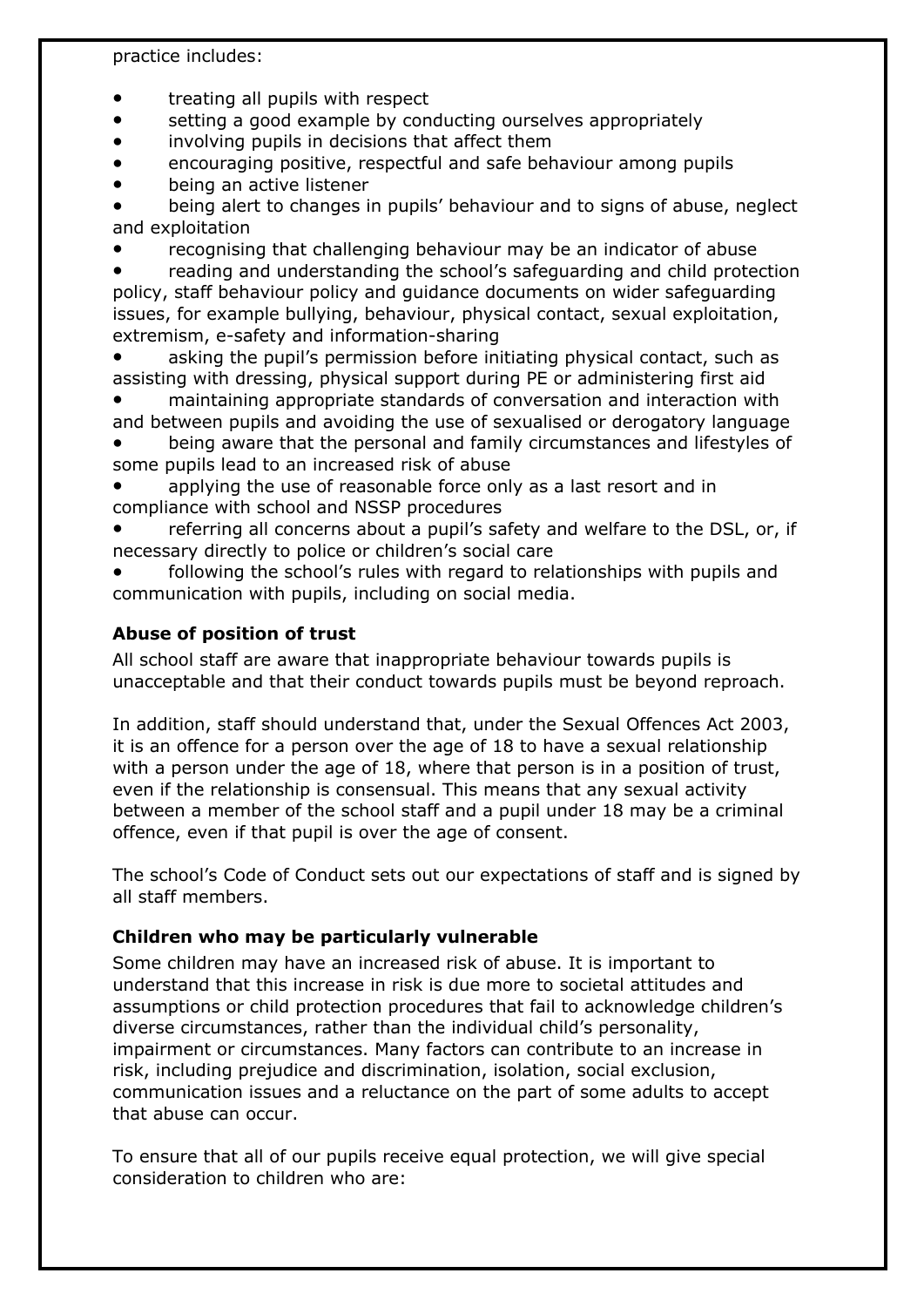practice includes:

- treating all pupils with respect
- setting a good example by conducting ourselves appropriately
- involving pupils in decisions that affect them
- encouraging positive, respectful and safe behaviour among pupils
- being an active listener
- being alert to changes in pupils' behaviour and to signs of abuse, neglect and exploitation
- recognising that challenging behaviour may be an indicator of abuse
- reading and understanding the school's safeguarding and child protection policy, staff behaviour policy and guidance documents on wider safeguarding issues, for example bullying, behaviour, physical contact, sexual exploitation, extremism, e-safety and information-sharing
- asking the pupil's permission before initiating physical contact, such as assisting with dressing, physical support during PE or administering first aid
- maintaining appropriate standards of conversation and interaction with and between pupils and avoiding the use of sexualised or derogatory language
- being aware that the personal and family circumstances and lifestyles of some pupils lead to an increased risk of abuse
- applying the use of reasonable force only as a last resort and in compliance with school and NSSP procedures
- referring all concerns about a pupil's safety and welfare to the DSL, or, if necessary directly to police or children's social care
- following the school's rules with regard to relationships with pupils and communication with pupils, including on social media.

**Abuse of position of trust**

All school staff are aware that inappropriate behaviour towards pupils is unacceptable and that their conduct towards pupils must be beyond reproach.

In addition, staff should understand that, under the Sexual Offences Act 2003, it is an offence for a person over the age of 18 to have a sexual relationship with a person under the age of 18, where that person is in a position of trust, even if the relationship is consensual. This means that any sexual activity between a member of the school staff and a pupil under 18 may be a criminal offence, even if that pupil is over the age of consent.

The school's Code of Conduct sets out our expectations of staff and is signed by all staff members.

**Children who may be particularly vulnerable**

Some children may have an increased risk of abuse. It is important to understand that this increase in risk is due more to societal attitudes and assumptions or child protection procedures that fail to acknowledge children's diverse circumstances, rather than the individual child's personality, impairment or circumstances. Many factors can contribute to an increase in risk, including prejudice and discrimination, isolation, social exclusion, communication issues and a reluctance on the part of some adults to accept that abuse can occur.

To ensure that all of our pupils receive equal protection, we will give special consideration to children who are: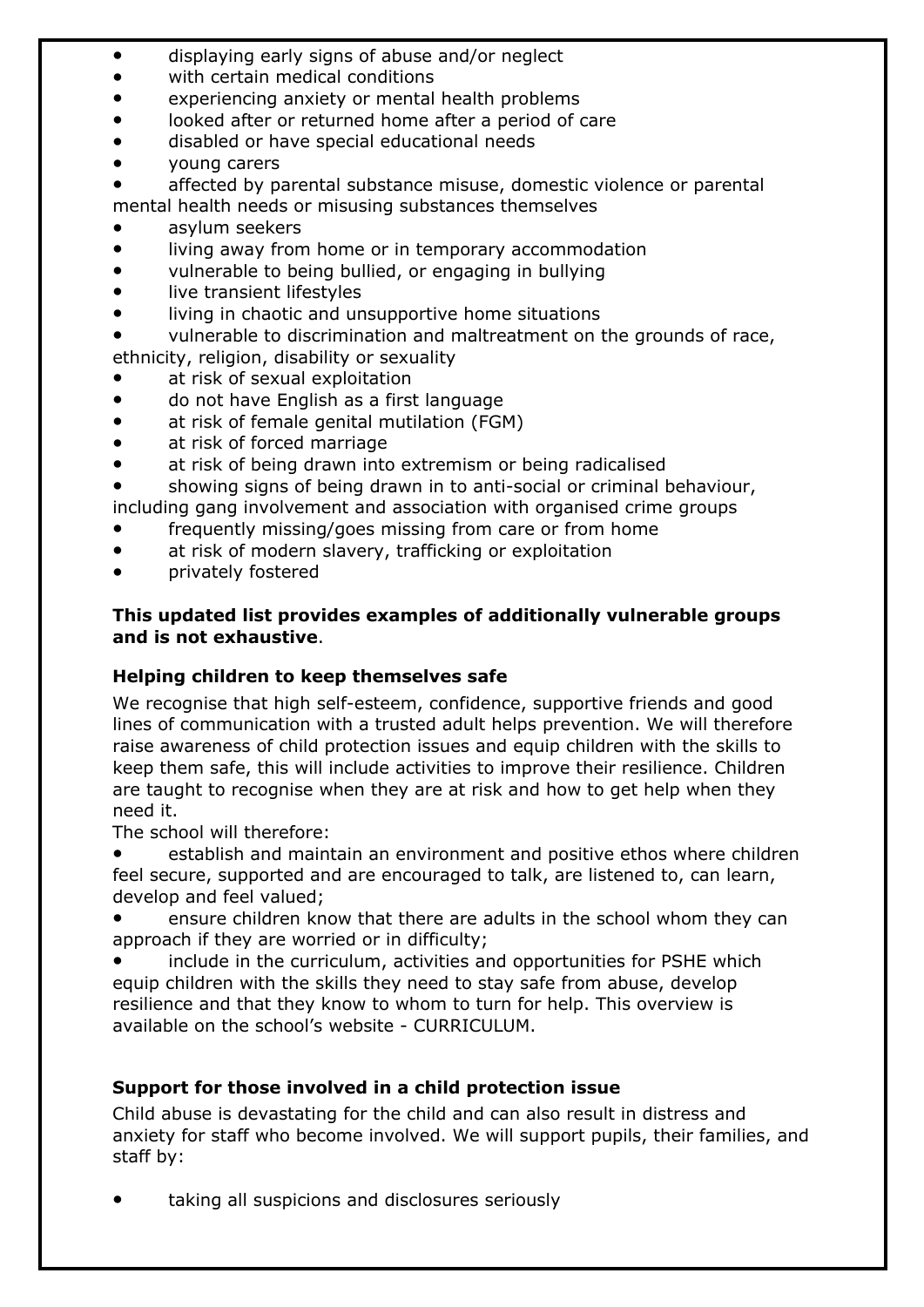- displaying early signs of abuse and/or neglect
- with certain medical conditions
- experiencing anxiety or mental health problems
- looked after or returned home after a period of care
- disabled or have special educational needs
- young carers
- affected by parental substance misuse, domestic violence or parental mental health needs or misusing substances themselves
- asylum seekers
- living away from home or in temporary accommodation
- vulnerable to being bullied, or engaging in bullying
- live transient lifestyles
- living in chaotic and unsupportive home situations
- vulnerable to discrimination and maltreatment on the grounds of race, ethnicity, religion, disability or sexuality
- at risk of sexual exploitation
- do not have English as a first language
- at risk of female genital mutilation (FGM)
- at risk of forced marriage
- at risk of being drawn into extremism or being radicalised
- showing signs of being drawn in to anti-social or criminal behaviour, including gang involvement and association with organised crime groups
- frequently missing/goes missing from care or from home
- at risk of modern slavery, trafficking or exploitation
- privately fostered

**This updated list provides examples of additionally vulnerable groups and is not exhaustive**.

### Helping children to keep themselves safe

We recognise that high self-esteem, confidence, supportive friends and good lines of communication with a trusted adult helps prevention. We will therefore raise awareness of child protection issues and equip children with the skills to keep them safe, this will include activities to improve their resilience. Children are taught to recognise when they are at risk and how to get help when they need it.

The school will therefore:

- establish and maintain an environment and positive ethos where children feel secure, supported and are encouraged to talk, are listened to, can learn, develop and feel valued;
- ensure children know that there are adults in the school whom they can approach if they are worried or in difficulty;
- include in the curriculum, activities and opportunities for PSHE which equip children with the skills they need to stay safe from abuse, develop resilience and that they know to whom to turn for help. This overview is available on the school's website - CURRICULUM.

### Support for those involved in a child protection issue

Child abuse is devastating for the child and can also result in distress and anxiety for staff who become involved. We will support pupils, their families, and staff by:

- taking all suspicions and disclosures seriously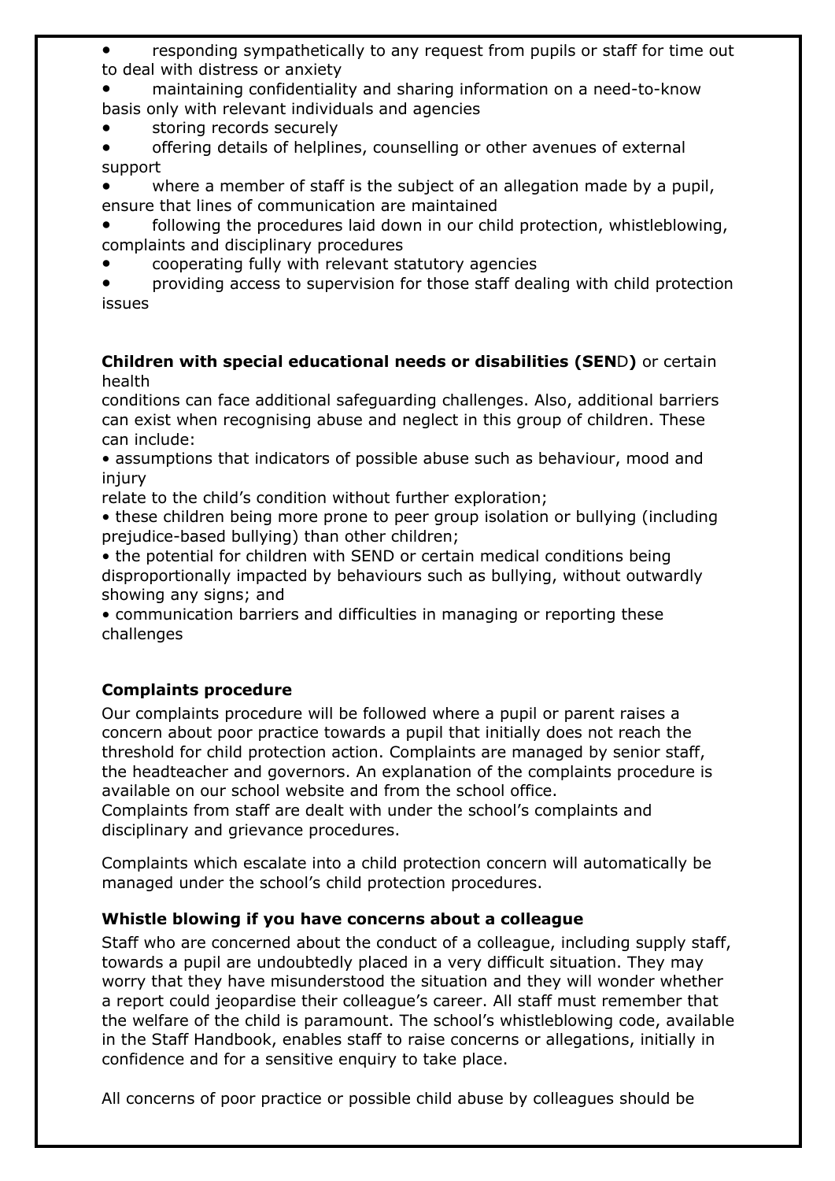- responding sympathetically to any request from pupils or staff for time out to deal with distress or anxiety
- maintaining confidentiality and sharing information on a need-to-know basis only with relevant individuals and agencies
- storing records securely
- offering details of helplines, counselling or other avenues of external support
- where a member of staff is the subject of an allegation made by a pupil, ensure that lines of communication are maintained
- following the procedures laid down in our child protection, whistleblowing, complaints and disciplinary procedures
- cooperating fully with relevant statutory agencies
- providing access to supervision for those staff dealing with child protection issues

**Children with special educational needs or disabilities (SEND)** or certain health conditions can face additional safeguarding challenges. Also, additional barriers can exist when recognising abuse and neglect in this group of children. These can include:

- assumptions that indicators of possible abuse such as behaviour, mood and injury relate to the child's condition without further exploration;
- these children being more prone to peer group isolation or bullying (including prejudice-based bullying) than other children;
- the potential for children with SEND or certain medical conditions being disproportionally impacted by behaviours such as bullying, without outwardly showing any signs; and
- communication barriers and difficulties in managing or reporting these challenges

### Complaints procedure

Our complaints procedure will be followed where a pupil or parent raises a concern about poor practice towards a pupil that initially does not reach the threshold for child protection action. Complaints are managed by senior staff, the headteacher and governors. An explanation of the complaints procedure is available on our school website and from the school office.
Complaints from staff are dealt with under the school's complaints and disciplinary and grievance procedures.

Complaints which escalate into a child protection concern will automatically be managed under the school's child protection procedures.

### Whistle blowing if you have concerns about a colleague

Staff who are concerned about the conduct of a colleague, including supply staff, towards a pupil are undoubtedly placed in a very difficult situation. They may worry that they have misunderstood the situation and they will wonder whether a report could jeopardise their colleague's career. All staff must remember that the welfare of the child is paramount. The school's whistleblowing code, available in the Staff Handbook, enables staff to raise concerns or allegations, initially in confidence and for a sensitive enquiry to take place.

All concerns of poor practice or possible child abuse by colleagues should be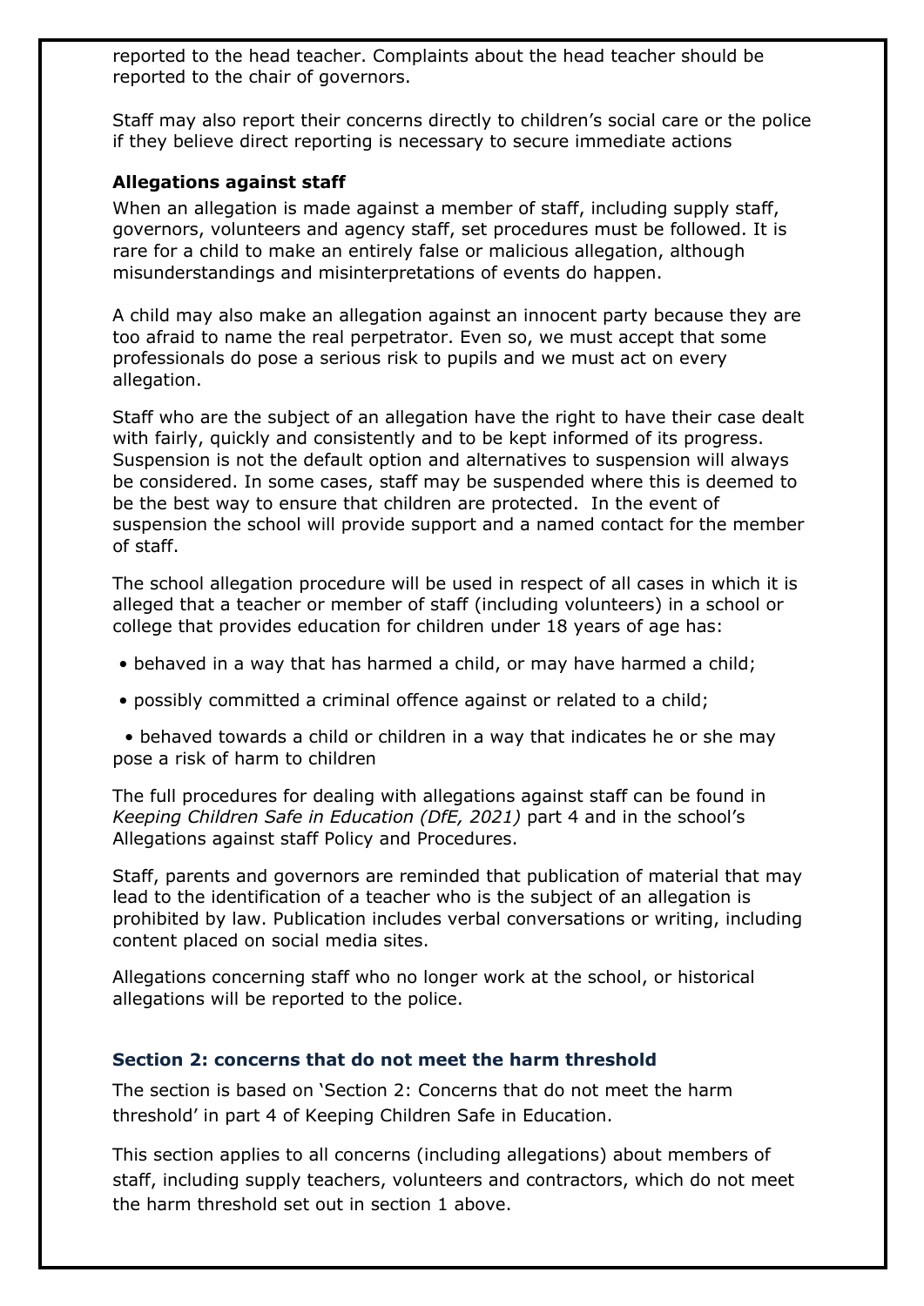reported to the head teacher. Complaints about the head teacher should be reported to the chair of governors.

Staff may also report their concerns directly to children's social care or the police if they believe direct reporting is necessary to secure immediate actions

**Allegations against staff**

When an allegation is made against a member of staff, including supply staff, governors, volunteers and agency staff, set procedures must be followed. It is rare for a child to make an entirely false or malicious allegation, although misunderstandings and misinterpretations of events do happen.

A child may also make an allegation against an innocent party because they are too afraid to name the real perpetrator. Even so, we must accept that some professionals do pose a serious risk to pupils and we must act on every allegation.

Staff who are the subject of an allegation have the right to have their case dealt with fairly, quickly and consistently and to be kept informed of its progress. Suspension is not the default option and alternatives to suspension will always be considered. In some cases, staff may be suspended where this is deemed to be the best way to ensure that children are protected. In the event of suspension the school will provide support and a named contact for the member of staff.

The school allegation procedure will be used in respect of all cases in which it is alleged that a teacher or member of staff (including volunteers) in a school or college that provides education for children under 18 years of age has:

- behaved in a way that has harmed a child, or may have harmed a child;
- possibly committed a criminal offence against or related to a child;
- behaved towards a child or children in a way that indicates he or she may pose a risk of harm to children

The full procedures for dealing with allegations against staff can be found in *Keeping Children Safe in Education (DfE, 2021)* part 4 and in the school's Allegations against staff Policy and Procedures.

Staff, parents and governors are reminded that publication of material that may lead to the identification of a teacher who is the subject of an allegation is prohibited by law. Publication includes verbal conversations or writing, including content placed on social media sites.

Allegations concerning staff who no longer work at the school, or historical allegations will be reported to the police.

### Section 2: concerns that do not meet the harm threshold

The section is based on 'Section 2: Concerns that do not meet the harm threshold' in part 4 of Keeping Children Safe in Education.

This section applies to all concerns (including allegations) about members of staff, including supply teachers, volunteers and contractors, which do not meet the harm threshold set out in section 1 above.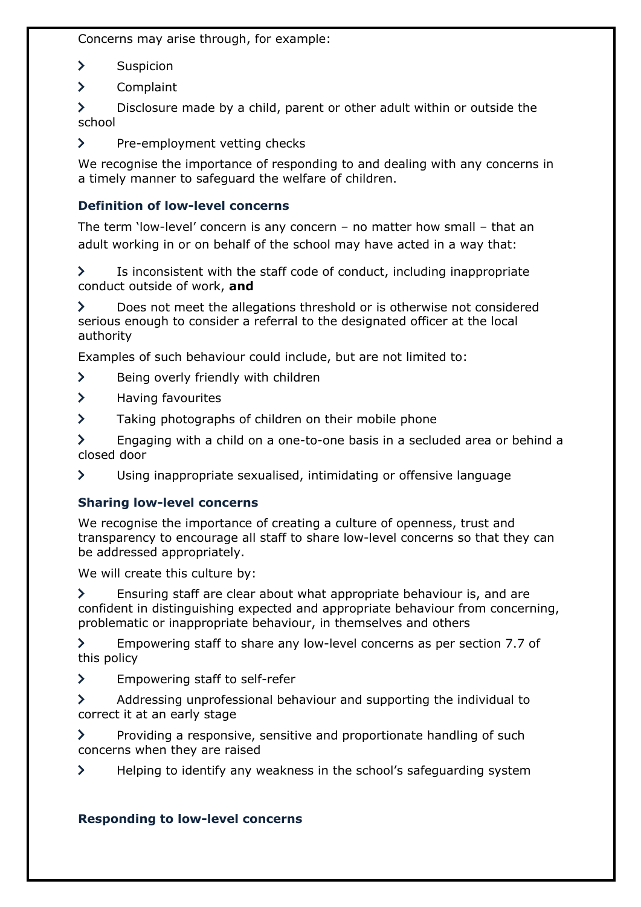Concerns may arise through, for example:

- Suspicion
- Complaint
- Disclosure made by a child, parent or other adult within or outside the school
- Pre-employment vetting checks

We recognise the importance of responding to and dealing with any concerns in a timely manner to safeguard the welfare of children.

### Definition of low-level concerns

The term 'low-level' concern is any concern – no matter how small – that an adult working in or on behalf of the school may have acted in a way that:

- Is inconsistent with the staff code of conduct, including inappropriate conduct outside of work, **and**
- Does not meet the allegations threshold or is otherwise not considered serious enough to consider a referral to the designated officer at the local authority

Examples of such behaviour could include, but are not limited to:

- Being overly friendly with children
- Having favourites
- Taking photographs of children on their mobile phone
- Engaging with a child on a one-to-one basis in a secluded area or behind a closed door
- Using inappropriate sexualised, intimidating or offensive language

### Sharing low-level concerns

We recognise the importance of creating a culture of openness, trust and transparency to encourage all staff to share low-level concerns so that they can be addressed appropriately.

We will create this culture by:

- Ensuring staff are clear about what appropriate behaviour is, and are confident in distinguishing expected and appropriate behaviour from concerning, problematic or inappropriate behaviour, in themselves and others
- Empowering staff to share any low-level concerns as per section 7.7 of this policy
- Empowering staff to self-refer
- Addressing unprofessional behaviour and supporting the individual to correct it at an early stage
- Providing a responsive, sensitive and proportionate handling of such concerns when they are raised
- Helping to identify any weakness in the school's safeguarding system

### Responding to low-level concerns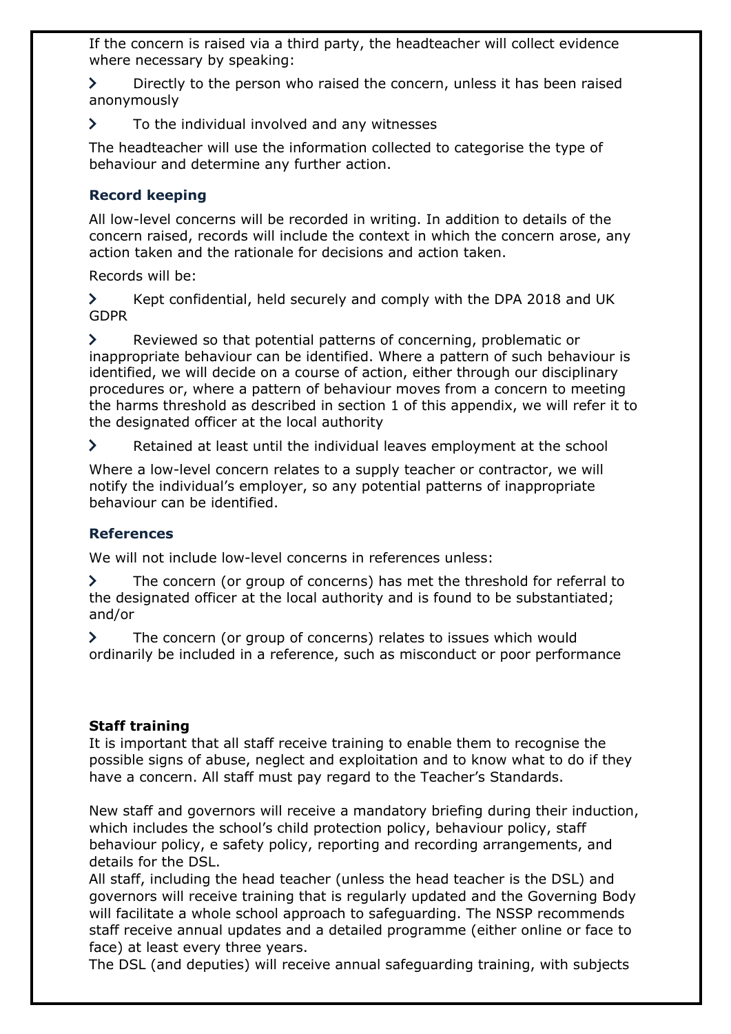If the concern is raised via a third party, the headteacher will collect evidence where necessary by speaking:

- Directly to the person who raised the concern, unless it has been raised anonymously
- To the individual involved and any witnesses

The headteacher will use the information collected to categorise the type of behaviour and determine any further action.

### Record keeping

All low-level concerns will be recorded in writing. In addition to details of the concern raised, records will include the context in which the concern arose, any action taken and the rationale for decisions and action taken.

Records will be:

- Kept confidential, held securely and comply with the DPA 2018 and UK GDPR
- Reviewed so that potential patterns of concerning, problematic or inappropriate behaviour can be identified. Where a pattern of such behaviour is identified, we will decide on a course of action, either through our disciplinary procedures or, where a pattern of behaviour moves from a concern to meeting the harms threshold as described in section 1 of this appendix, we will refer it to the designated officer at the local authority
- Retained at least until the individual leaves employment at the school

Where a low-level concern relates to a supply teacher or contractor, we will notify the individual's employer, so any potential patterns of inappropriate behaviour can be identified.

### References

We will not include low-level concerns in references unless:

- The concern (or group of concerns) has met the threshold for referral to the designated officer at the local authority and is found to be substantiated; and/or
- The concern (or group of concerns) relates to issues which would ordinarily be included in a reference, such as misconduct or poor performance

**Staff training**

It is important that all staff receive training to enable them to recognise the possible signs of abuse, neglect and exploitation and to know what to do if they have a concern. All staff must pay regard to the Teacher's Standards.

New staff and governors will receive a mandatory briefing during their induction, which includes the school's child protection policy, behaviour policy, staff behaviour policy, e safety policy, reporting and recording arrangements, and details for the DSL.

All staff, including the head teacher (unless the head teacher is the DSL) and governors will receive training that is regularly updated and the Governing Body will facilitate a whole school approach to safeguarding. The NSSP recommends staff receive annual updates and a detailed programme (either online or face to face) at least every three years.

The DSL (and deputies) will receive annual safeguarding training, with subjects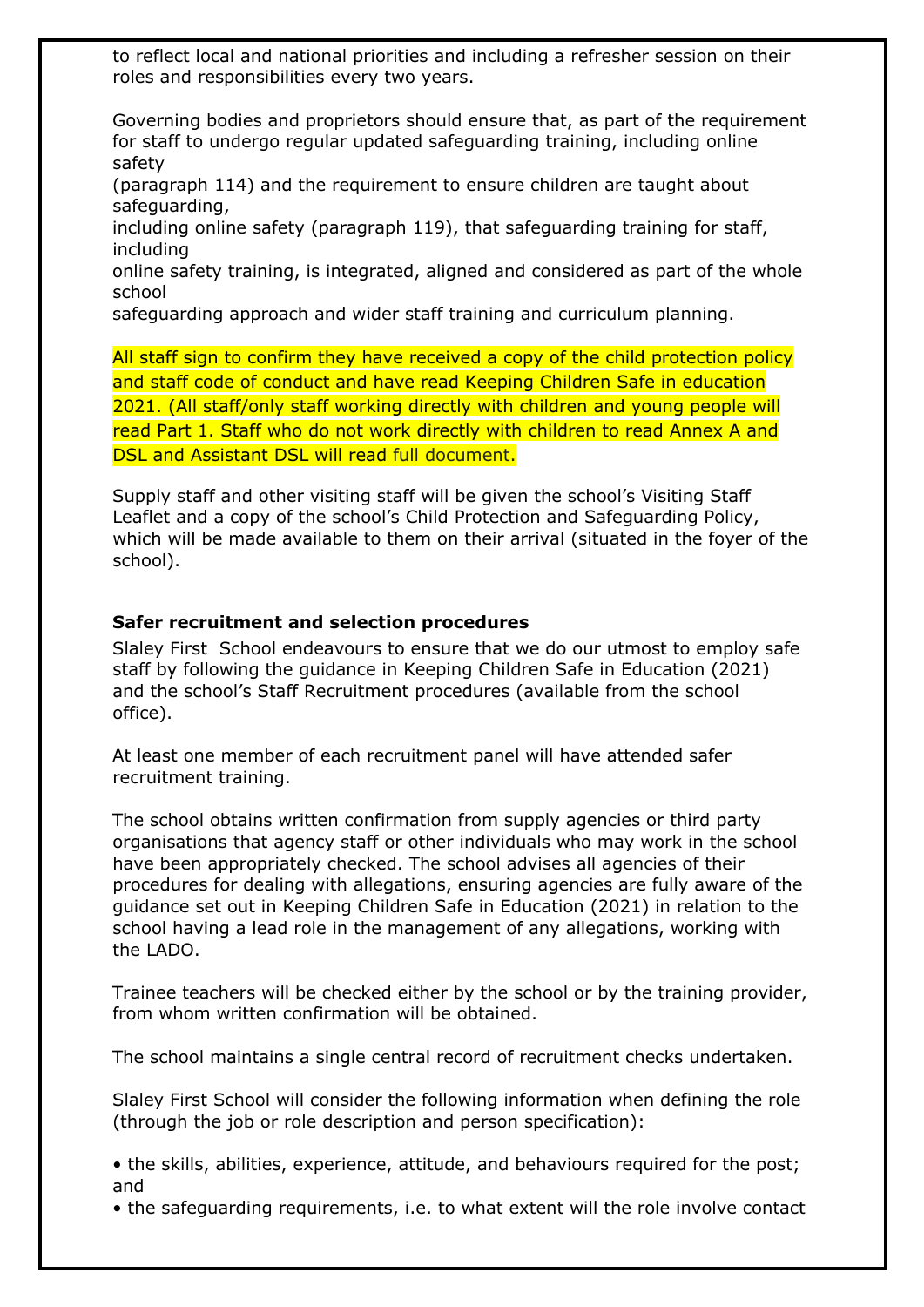to reflect local and national priorities and including a refresher session on their roles and responsibilities every two years.

Governing bodies and proprietors should ensure that, as part of the requirement for staff to undergo regular updated safeguarding training, including online safety (paragraph 114) and the requirement to ensure children are taught about safeguarding, including online safety (paragraph 119), that safeguarding training for staff, including online safety training, is integrated, aligned and considered as part of the whole school safeguarding approach and wider staff training and curriculum planning.

All staff sign to confirm they have received a copy of the child protection policy and staff code of conduct and have read Keeping Children Safe in education 2021. (All staff/only staff working directly with children and young people will read Part 1. Staff who do not work directly with children to read Annex A and DSL and Assistant DSL will read full document.

Supply staff and other visiting staff will be given the school's Visiting Staff Leaflet and a copy of the school's Child Protection and Safeguarding Policy, which will be made available to them on their arrival (situated in the foyer of the school).

**Safer recruitment and selection procedures**

Slaley First School endeavours to ensure that we do our utmost to employ safe staff by following the guidance in Keeping Children Safe in Education (2021) and the school's Staff Recruitment procedures (available from the school office).

At least one member of each recruitment panel will have attended safer recruitment training.

The school obtains written confirmation from supply agencies or third party organisations that agency staff or other individuals who may work in the school have been appropriately checked. The school advises all agencies of their procedures for dealing with allegations, ensuring agencies are fully aware of the guidance set out in Keeping Children Safe in Education (2021) in relation to the school having a lead role in the management of any allegations, working with the LADO.

Trainee teachers will be checked either by the school or by the training provider, from whom written confirmation will be obtained.

The school maintains a single central record of recruitment checks undertaken.

Slaley First School will consider the following information when defining the role (through the job or role description and person specification):

- the skills, abilities, experience, attitude, and behaviours required for the post; and
- the safeguarding requirements, i.e. to what extent will the role involve contact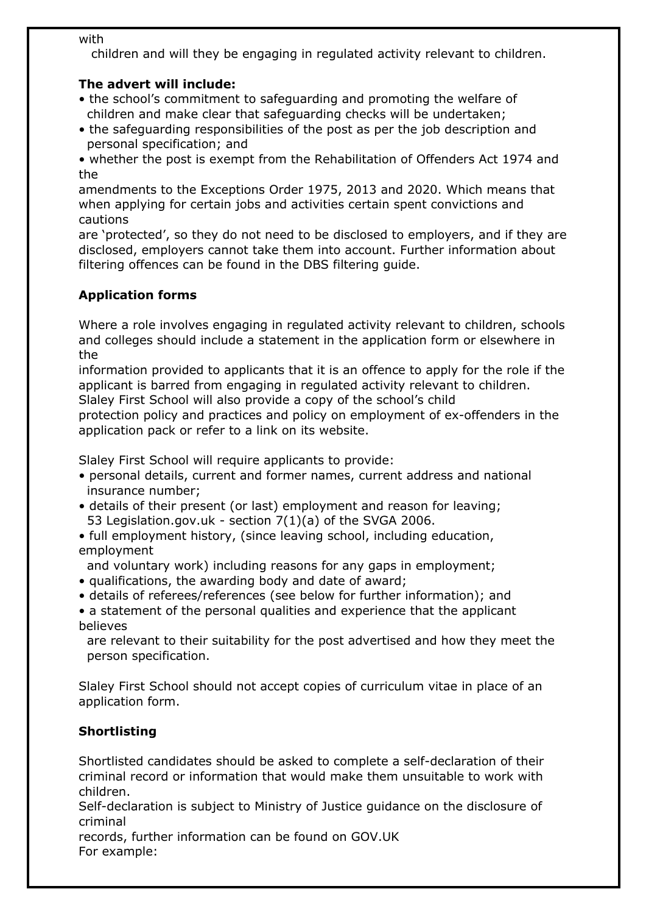with children and will they be engaging in regulated activity relevant to children.

**The advert will include:**

- the school's commitment to safeguarding and promoting the welfare of children and make clear that safeguarding checks will be undertaken;
- the safeguarding responsibilities of the post as per the job description and personal specification; and
- whether the post is exempt from the Rehabilitation of Offenders Act 1974 and the amendments to the Exceptions Order 1975, 2013 and 2020. Which means that when applying for certain jobs and activities certain spent convictions and cautions are 'protected', so they do not need to be disclosed to employers, and if they are disclosed, employers cannot take them into account. Further information about filtering offences can be found in the DBS filtering guide.

**Application forms**

Where a role involves engaging in regulated activity relevant to children, schools and colleges should include a statement in the application form or elsewhere in the information provided to applicants that it is an offence to apply for the role if the applicant is barred from engaging in regulated activity relevant to children. Slaley First School will also provide a copy of the school's child protection policy and practices and policy on employment of ex-offenders in the application pack or refer to a link on its website.

Slaley First School will require applicants to provide:

- personal details, current and former names, current address and national insurance number;
- details of their present (or last) employment and reason for leaving; 53 Legislation.gov.uk - section 7(1)(a) of the SVGA 2006.
- full employment history, (since leaving school, including education, employment and voluntary work) including reasons for any gaps in employment;
- qualifications, the awarding body and date of award;
- details of referees/references (see below for further information); and
- a statement of the personal qualities and experience that the applicant believes are relevant to their suitability for the post advertised and how they meet the person specification.

Slaley First School should not accept copies of curriculum vitae in place of an application form.

**Shortlisting**

Shortlisted candidates should be asked to complete a self-declaration of their criminal record or information that would make them unsuitable to work with children.

Self-declaration is subject to Ministry of Justice guidance on the disclosure of criminal records, further information can be found on GOV.UK

For example: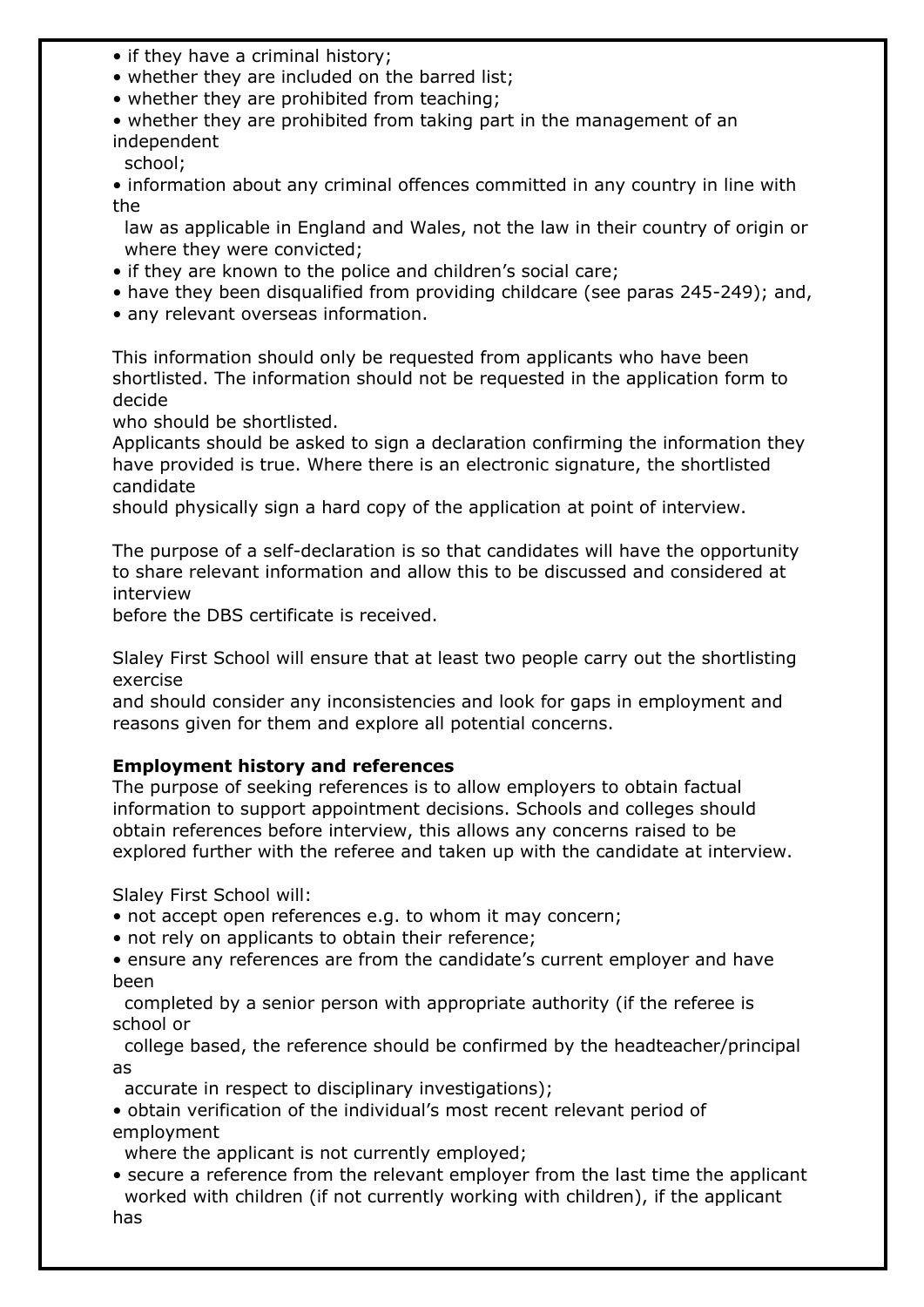- if they have a criminal history;
- whether they are included on the barred list;
- whether they are prohibited from teaching;
- whether they are prohibited from taking part in the management of an independent school;
- information about any criminal offences committed in any country in line with the law as applicable in England and Wales, not the law in their country of origin or where they were convicted;
- if they are known to the police and children's social care;
- have they been disqualified from providing childcare (see paras 245-249); and,
- any relevant overseas information.

This information should only be requested from applicants who have been shortlisted. The information should not be requested in the application form to decide who should be shortlisted.

Applicants should be asked to sign a declaration confirming the information they have provided is true. Where there is an electronic signature, the shortlisted candidate should physically sign a hard copy of the application at point of interview.

The purpose of a self-declaration is so that candidates will have the opportunity to share relevant information and allow this to be discussed and considered at interview before the DBS certificate is received.

Slaley First School will ensure that at least two people carry out the shortlisting exercise and should consider any inconsistencies and look for gaps in employment and reasons given for them and explore all potential concerns.

**Employment history and references**

The purpose of seeking references is to allow employers to obtain factual information to support appointment decisions. Schools and colleges should obtain references before interview, this allows any concerns raised to be explored further with the referee and taken up with the candidate at interview.

Slaley First School will:

- not accept open references e.g. to whom it may concern;
- not rely on applicants to obtain their reference;
- ensure any references are from the candidate's current employer and have been completed by a senior person with appropriate authority (if the referee is school or college based, the reference should be confirmed by the headteacher/principal as accurate in respect to disciplinary investigations);
- obtain verification of the individual's most recent relevant period of employment where the applicant is not currently employed;
- secure a reference from the relevant employer from the last time the applicant worked with children (if not currently working with children), if the applicant has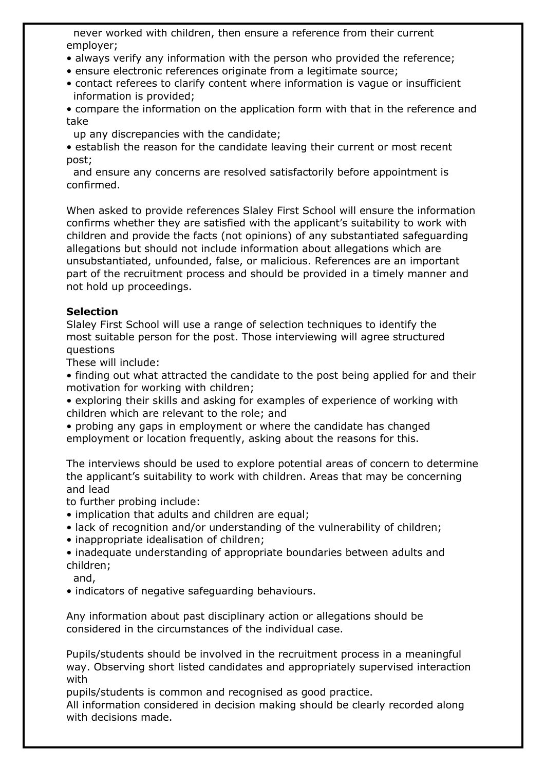never worked with children, then ensure a reference from their current employer;

- always verify any information with the person who provided the reference;
- ensure electronic references originate from a legitimate source;
- contact referees to clarify content where information is vague or insufficient information is provided;
- compare the information on the application form with that in the reference and take up any discrepancies with the candidate;
- establish the reason for the candidate leaving their current or most recent post;

and ensure any concerns are resolved satisfactorily before appointment is confirmed.

When asked to provide references Slaley First School will ensure the information confirms whether they are satisfied with the applicant's suitability to work with children and provide the facts (not opinions) of any substantiated safeguarding allegations but should not include information about allegations which are unsubstantiated, unfounded, false, or malicious. References are an important part of the recruitment process and should be provided in a timely manner and not hold up proceedings.

**Selection**

Slaley First School will use a range of selection techniques to identify the most suitable person for the post. Those interviewing will agree structured questions

These will include:

- finding out what attracted the candidate to the post being applied for and their motivation for working with children;
- exploring their skills and asking for examples of experience of working with children which are relevant to the role; and
- probing any gaps in employment or where the candidate has changed employment or location frequently, asking about the reasons for this.

The interviews should be used to explore potential areas of concern to determine the applicant's suitability to work with children. Areas that may be concerning and lead to further probing include:

- implication that adults and children are equal;
- lack of recognition and/or understanding of the vulnerability of children;
- inappropriate idealisation of children;
- inadequate understanding of appropriate boundaries between adults and children;

  and,
- indicators of negative safeguarding behaviours.

Any information about past disciplinary action or allegations should be considered in the circumstances of the individual case.

Pupils/students should be involved in the recruitment process in a meaningful way. Observing short listed candidates and appropriately supervised interaction with pupils/students is common and recognised as good practice.
All information considered in decision making should be clearly recorded along with decisions made.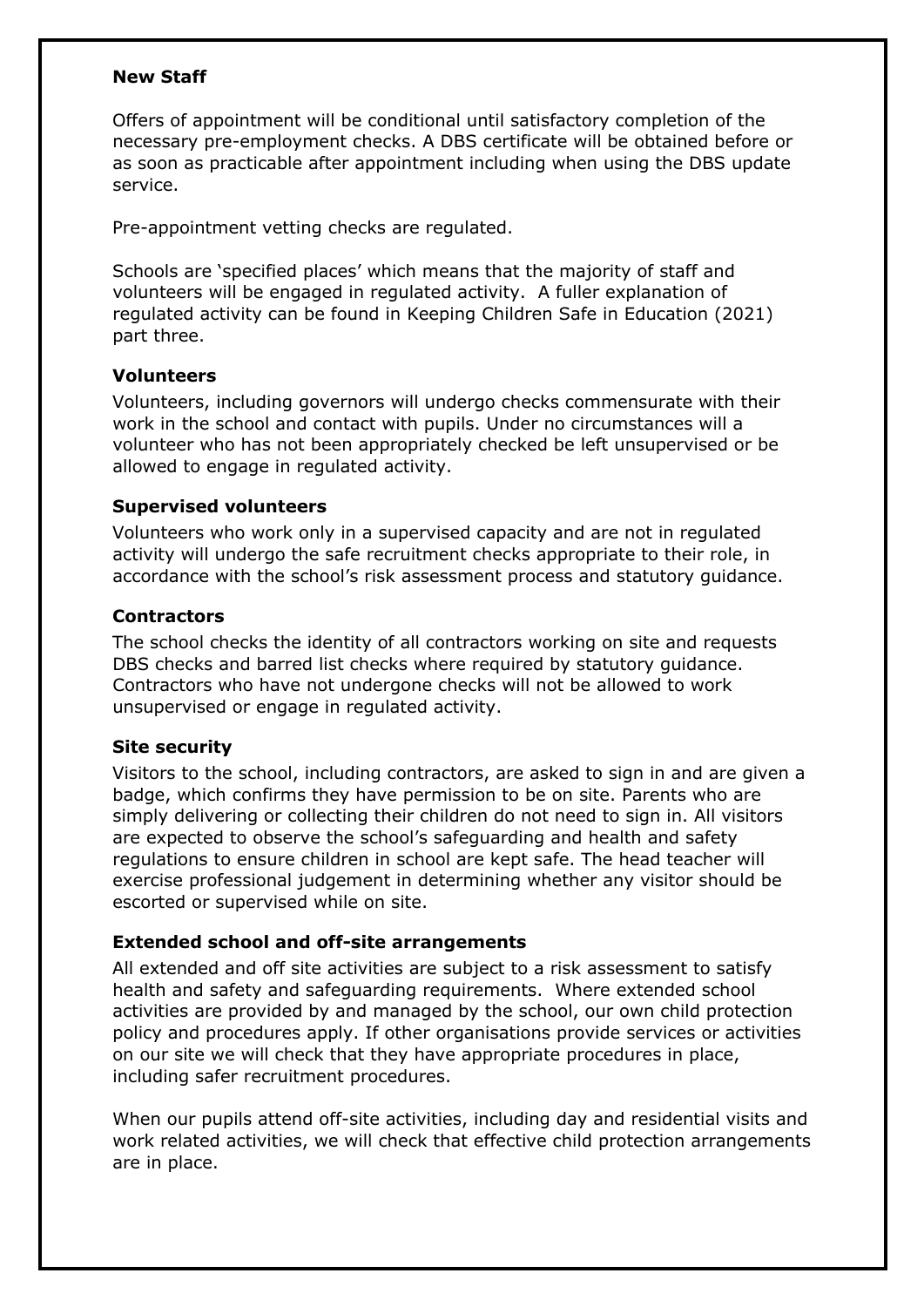**New Staff**

Offers of appointment will be conditional until satisfactory completion of the necessary pre-employment checks. A DBS certificate will be obtained before or as soon as practicable after appointment including when using the DBS update service.

Pre-appointment vetting checks are regulated.

Schools are 'specified places' which means that the majority of staff and volunteers will be engaged in regulated activity. A fuller explanation of regulated activity can be found in Keeping Children Safe in Education (2021) part three.

**Volunteers**

Volunteers, including governors will undergo checks commensurate with their work in the school and contact with pupils. Under no circumstances will a volunteer who has not been appropriately checked be left unsupervised or be allowed to engage in regulated activity.

**Supervised volunteers**

Volunteers who work only in a supervised capacity and are not in regulated activity will undergo the safe recruitment checks appropriate to their role, in accordance with the school's risk assessment process and statutory guidance.

**Contractors**

The school checks the identity of all contractors working on site and requests DBS checks and barred list checks where required by statutory guidance. Contractors who have not undergone checks will not be allowed to work unsupervised or engage in regulated activity.

**Site security**

Visitors to the school, including contractors, are asked to sign in and are given a badge, which confirms they have permission to be on site. Parents who are simply delivering or collecting their children do not need to sign in. All visitors are expected to observe the school's safeguarding and health and safety regulations to ensure children in school are kept safe. The head teacher will exercise professional judgement in determining whether any visitor should be escorted or supervised while on site.

**Extended school and off-site arrangements**

All extended and off site activities are subject to a risk assessment to satisfy health and safety and safeguarding requirements. Where extended school activities are provided by and managed by the school, our own child protection policy and procedures apply. If other organisations provide services or activities on our site we will check that they have appropriate procedures in place, including safer recruitment procedures.

When our pupils attend off-site activities, including day and residential visits and work related activities, we will check that effective child protection arrangements are in place.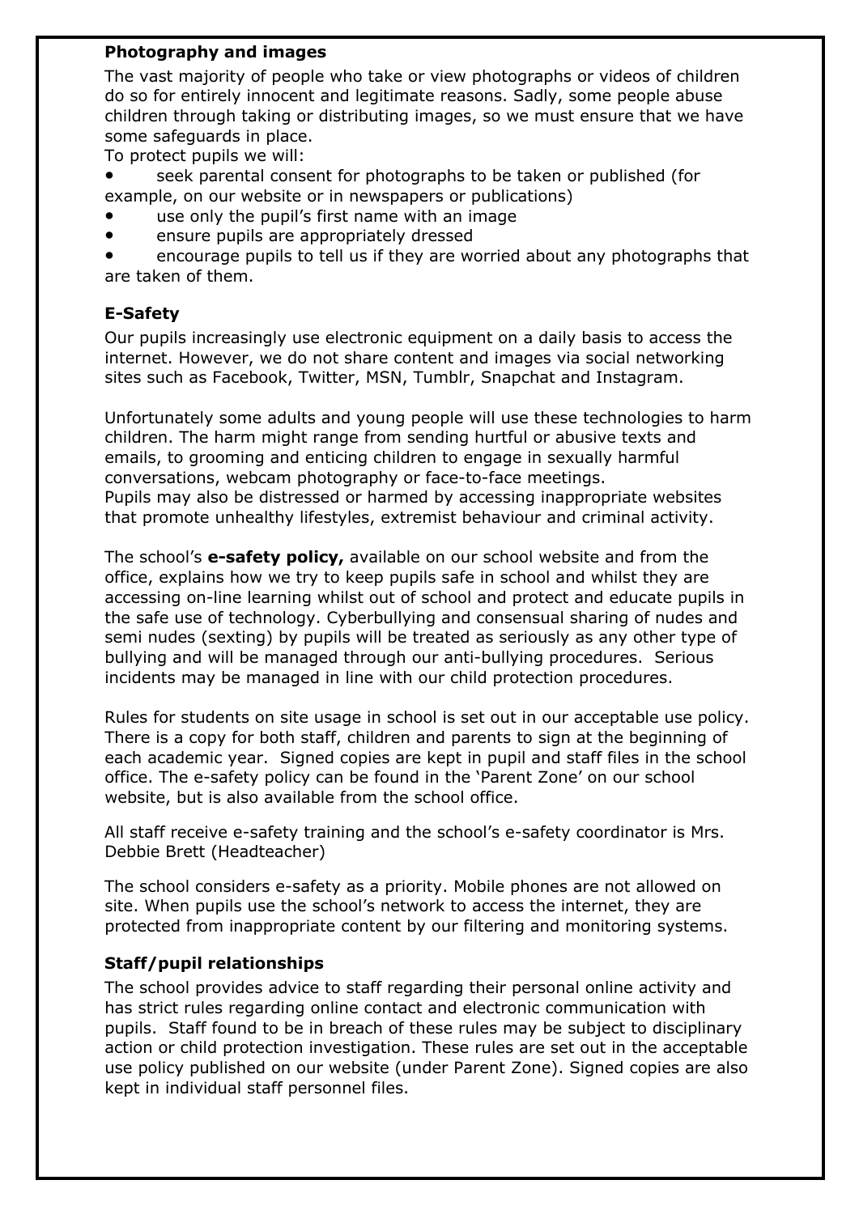**Photography and images**

The vast majority of people who take or view photographs or videos of children do so for entirely innocent and legitimate reasons. Sadly, some people abuse children through taking or distributing images, so we must ensure that we have some safeguards in place.

To protect pupils we will:

- seek parental consent for photographs to be taken or published (for example, on our website or in newspapers or publications)
- use only the pupil's first name with an image
- ensure pupils are appropriately dressed
- encourage pupils to tell us if they are worried about any photographs that are taken of them.

**E-Safety**

Our pupils increasingly use electronic equipment on a daily basis to access the internet. However, we do not share content and images via social networking sites such as Facebook, Twitter, MSN, Tumblr, Snapchat and Instagram.

Unfortunately some adults and young people will use these technologies to harm children. The harm might range from sending hurtful or abusive texts and emails, to grooming and enticing children to engage in sexually harmful conversations, webcam photography or face-to-face meetings.
Pupils may also be distressed or harmed by accessing inappropriate websites that promote unhealthy lifestyles, extremist behaviour and criminal activity.

The school's **e-safety policy,** available on our school website and from the office, explains how we try to keep pupils safe in school and whilst they are accessing on-line learning whilst out of school and protect and educate pupils in the safe use of technology. Cyberbullying and consensual sharing of nudes and semi nudes (sexting) by pupils will be treated as seriously as any other type of bullying and will be managed through our anti-bullying procedures. Serious incidents may be managed in line with our child protection procedures.

Rules for students on site usage in school is set out in our acceptable use policy. There is a copy for both staff, children and parents to sign at the beginning of each academic year. Signed copies are kept in pupil and staff files in the school office. The e-safety policy can be found in the 'Parent Zone' on our school website, but is also available from the school office.

All staff receive e-safety training and the school's e-safety coordinator is Mrs. Debbie Brett (Headteacher)

The school considers e-safety as a priority. Mobile phones are not allowed on site. When pupils use the school's network to access the internet, they are protected from inappropriate content by our filtering and monitoring systems.

**Staff/pupil relationships**

The school provides advice to staff regarding their personal online activity and has strict rules regarding online contact and electronic communication with pupils. Staff found to be in breach of these rules may be subject to disciplinary action or child protection investigation. These rules are set out in the acceptable use policy published on our website (under Parent Zone). Signed copies are also kept in individual staff personnel files.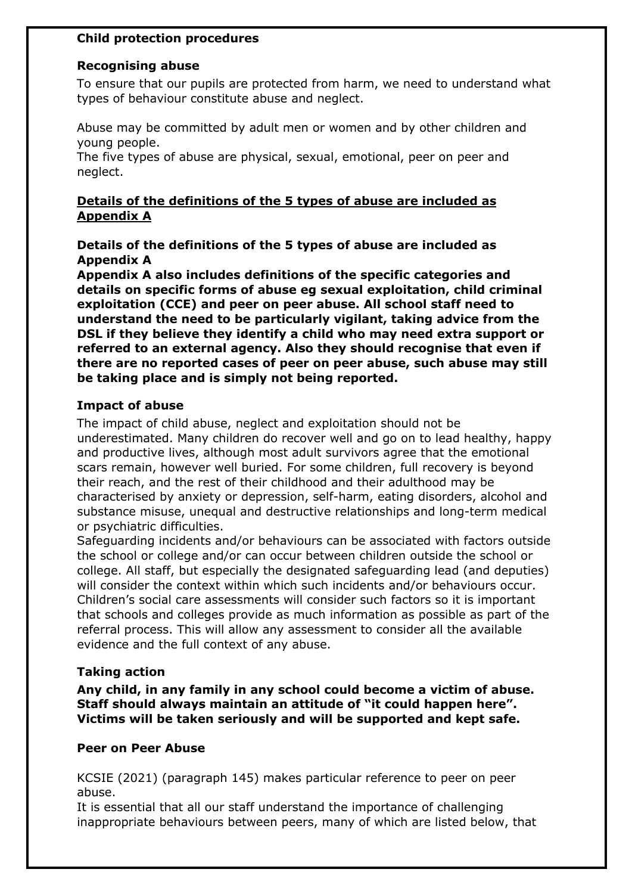**Child protection procedures**

**Recognising abuse**

To ensure that our pupils are protected from harm, we need to understand what types of behaviour constitute abuse and neglect.

Abuse may be committed by adult men or women and by other children and young people.
The five types of abuse are physical, sexual, emotional, peer on peer and neglect.

**<u>Details of the definitions of the 5 types of abuse are included as Appendix A</u>**

**Details of the definitions of the 5 types of abuse are included as Appendix A**
**Appendix A also includes definitions of the specific categories and details on specific forms of abuse eg sexual exploitation, child criminal exploitation (CCE) and peer on peer abuse. All school staff need to understand the need to be particularly vigilant, taking advice from the DSL if they believe they identify a child who may need extra support or referred to an external agency. Also they should recognise that even if there are no reported cases of peer on peer abuse, such abuse may still be taking place and is simply not being reported.**

**Impact of abuse**

The impact of child abuse, neglect and exploitation should not be underestimated. Many children do recover well and go on to lead healthy, happy and productive lives, although most adult survivors agree that the emotional scars remain, however well buried. For some children, full recovery is beyond their reach, and the rest of their childhood and their adulthood may be characterised by anxiety or depression, self-harm, eating disorders, alcohol and substance misuse, unequal and destructive relationships and long-term medical or psychiatric difficulties.
Safeguarding incidents and/or behaviours can be associated with factors outside the school or college and/or can occur between children outside the school or college. All staff, but especially the designated safeguarding lead (and deputies) will consider the context within which such incidents and/or behaviours occur. Children's social care assessments will consider such factors so it is important that schools and colleges provide as much information as possible as part of the referral process. This will allow any assessment to consider all the available evidence and the full context of any abuse.

**Taking action**

**Any child, in any family in any school could become a victim of abuse. Staff should always maintain an attitude of "it could happen here". Victims will be taken seriously and will be supported and kept safe.**

**Peer on Peer Abuse**

KCSIE (2021) (paragraph 145) makes particular reference to peer on peer abuse.
It is essential that all our staff understand the importance of challenging inappropriate behaviours between peers, many of which are listed below, that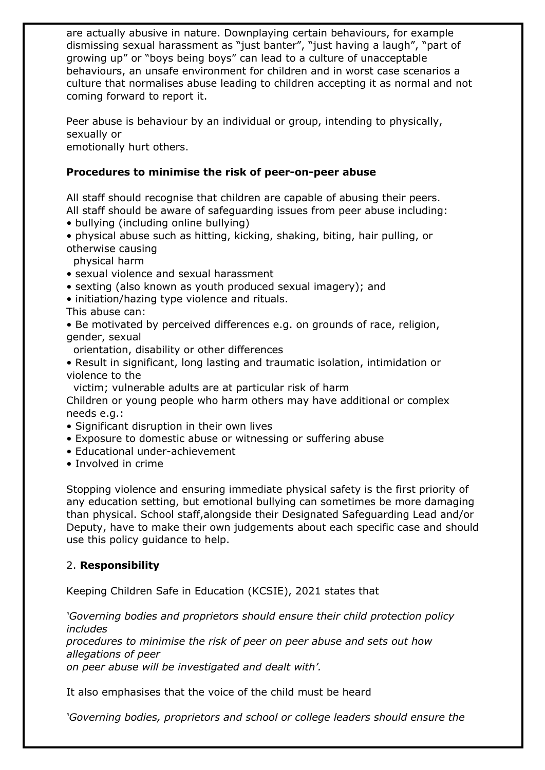are actually abusive in nature. Downplaying certain behaviours, for example dismissing sexual harassment as "just banter", "just having a laugh", "part of growing up" or "boys being boys" can lead to a culture of unacceptable behaviours, an unsafe environment for children and in worst case scenarios a culture that normalises abuse leading to children accepting it as normal and not coming forward to report it.

Peer abuse is behaviour by an individual or group, intending to physically, sexually or emotionally hurt others.

**Procedures to minimise the risk of peer-on-peer abuse**

All staff should recognise that children are capable of abusing their peers.
All staff should be aware of safeguarding issues from peer abuse including:

- bullying (including online bullying)
- physical abuse such as hitting, kicking, shaking, biting, hair pulling, or otherwise causing physical harm
- sexual violence and sexual harassment
- sexting (also known as youth produced sexual imagery); and
- initiation/hazing type violence and rituals.

This abuse can:

- Be motivated by perceived differences e.g. on grounds of race, religion, gender, sexual orientation, disability or other differences
- Result in significant, long lasting and traumatic isolation, intimidation or violence to the victim; vulnerable adults are at particular risk of harm

Children or young people who harm others may have additional or complex needs e.g.:

- Significant disruption in their own lives
- Exposure to domestic abuse or witnessing or suffering abuse
- Educational under-achievement
- Involved in crime

Stopping violence and ensuring immediate physical safety is the first priority of any education setting, but emotional bullying can sometimes be more damaging than physical. School staff,alongside their Designated Safeguarding Lead and/or Deputy, have to make their own judgements about each specific case and should use this policy guidance to help.

## 2. **Responsibility**

Keeping Children Safe in Education (KCSIE), 2021 states that

*'Governing bodies and proprietors should ensure their child protection policy includes procedures to minimise the risk of peer on peer abuse and sets out how allegations of peer on peer abuse will be investigated and dealt with'.*

It also emphasises that the voice of the child must be heard

*'Governing bodies, proprietors and school or college leaders should ensure the*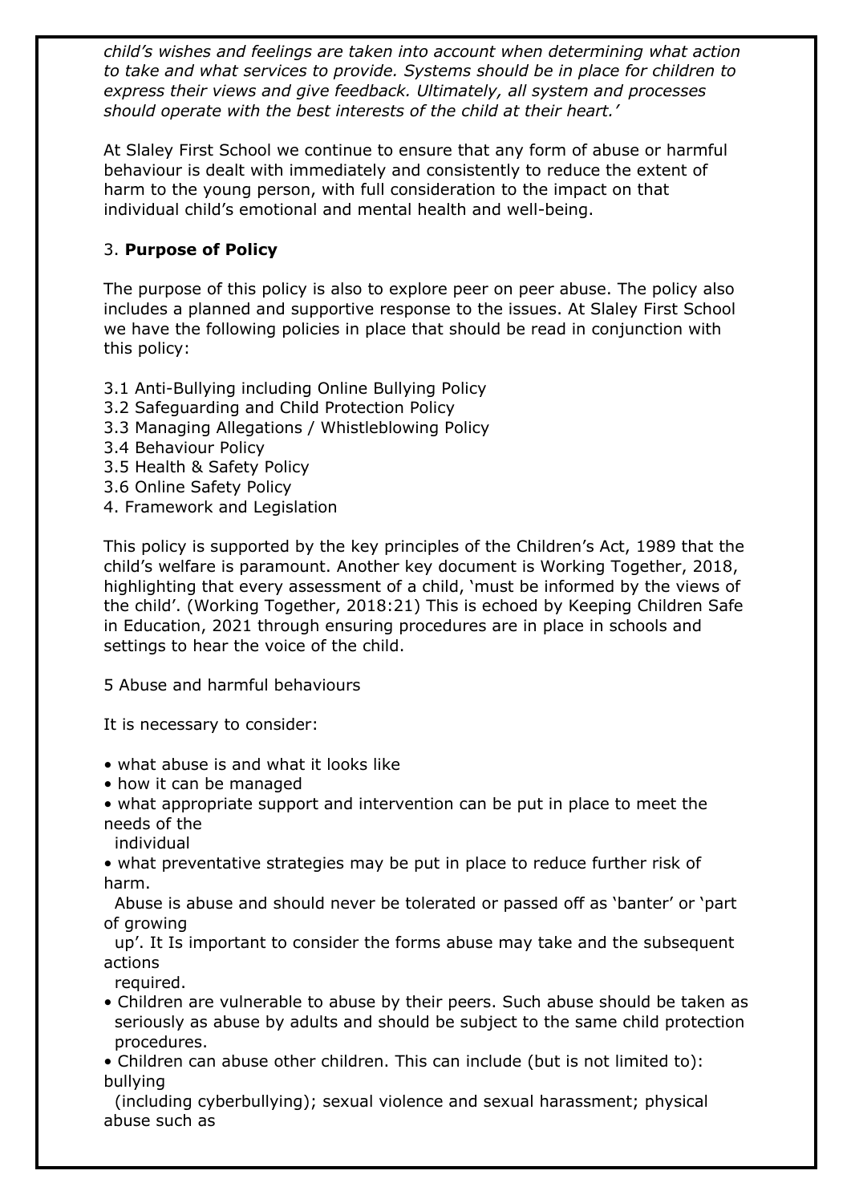*child's wishes and feelings are taken into account when determining what action to take and what services to provide. Systems should be in place for children to express their views and give feedback. Ultimately, all system and processes should operate with the best interests of the child at their heart.'*

At Slaley First School we continue to ensure that any form of abuse or harmful behaviour is dealt with immediately and consistently to reduce the extent of harm to the young person, with full consideration to the impact on that individual child's emotional and mental health and well-being.

3. **Purpose of Policy**

The purpose of this policy is also to explore peer on peer abuse. The policy also includes a planned and supportive response to the issues. At Slaley First School we have the following policies in place that should be read in conjunction with this policy:

3.1 Anti-Bullying including Online Bullying Policy
3.2 Safeguarding and Child Protection Policy
3.3 Managing Allegations / Whistleblowing Policy
3.4 Behaviour Policy
3.5 Health & Safety Policy
3.6 Online Safety Policy
4. Framework and Legislation

This policy is supported by the key principles of the Children's Act, 1989 that the child's welfare is paramount. Another key document is Working Together, 2018, highlighting that every assessment of a child, 'must be informed by the views of the child'. (Working Together, 2018:21) This is echoed by Keeping Children Safe in Education, 2021 through ensuring procedures are in place in schools and settings to hear the voice of the child.

5 Abuse and harmful behaviours

It is necessary to consider:

- what abuse is and what it looks like
- how it can be managed
- what appropriate support and intervention can be put in place to meet the needs of the individual
- what preventative strategies may be put in place to reduce further risk of harm.

Abuse is abuse and should never be tolerated or passed off as 'banter' or 'part of growing up'. It Is important to consider the forms abuse may take and the subsequent actions required.

- Children are vulnerable to abuse by their peers. Such abuse should be taken as seriously as abuse by adults and should be subject to the same child protection procedures.
- Children can abuse other children. This can include (but is not limited to): bullying (including cyberbullying); sexual violence and sexual harassment; physical abuse such as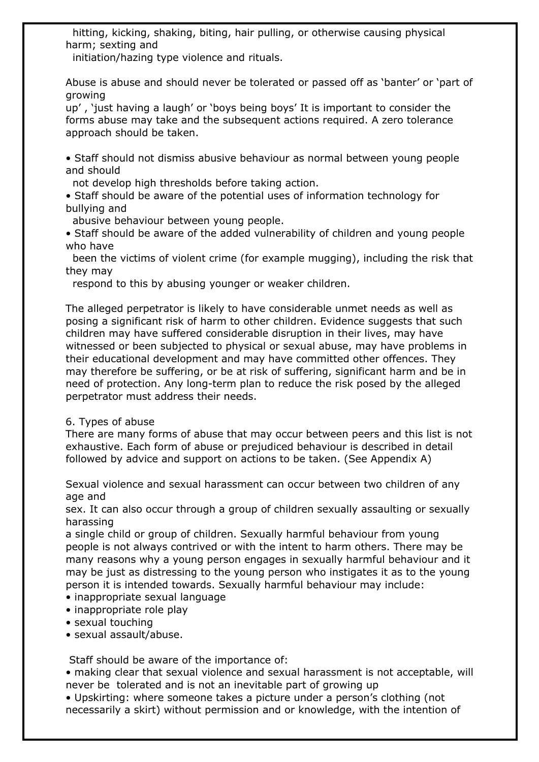hitting, kicking, shaking, biting, hair pulling, or otherwise causing physical harm; sexting and initiation/hazing type violence and rituals.

Abuse is abuse and should never be tolerated or passed off as 'banter' or 'part of growing up' , 'just having a laugh' or 'boys being boys' It is important to consider the forms abuse may take and the subsequent actions required. A zero tolerance approach should be taken.

- Staff should not dismiss abusive behaviour as normal between young people and should not develop high thresholds before taking action.
- Staff should be aware of the potential uses of information technology for bullying and abusive behaviour between young people.
- Staff should be aware of the added vulnerability of children and young people who have been the victims of violent crime (for example mugging), including the risk that they may respond to this by abusing younger or weaker children.

The alleged perpetrator is likely to have considerable unmet needs as well as posing a significant risk of harm to other children. Evidence suggests that such children may have suffered considerable disruption in their lives, may have witnessed or been subjected to physical or sexual abuse, may have problems in their educational development and may have committed other offences. They may therefore be suffering, or be at risk of suffering, significant harm and be in need of protection. Any long-term plan to reduce the risk posed by the alleged perpetrator must address their needs.

## 6. Types of abuse

There are many forms of abuse that may occur between peers and this list is not exhaustive. Each form of abuse or prejudiced behaviour is described in detail followed by advice and support on actions to be taken. (See Appendix A)

Sexual violence and sexual harassment can occur between two children of any age and sex. It can also occur through a group of children sexually assaulting or sexually harassing a single child or group of children. Sexually harmful behaviour from young people is not always contrived or with the intent to harm others. There may be many reasons why a young person engages in sexually harmful behaviour and it may be just as distressing to the young person who instigates it as to the young person it is intended towards. Sexually harmful behaviour may include:

- inappropriate sexual language
- inappropriate role play
- sexual touching
- sexual assault/abuse.

Staff should be aware of the importance of:

- making clear that sexual violence and sexual harassment is not acceptable, will never be tolerated and is not an inevitable part of growing up
- Upskirting: where someone takes a picture under a person's clothing (not necessarily a skirt) without permission and or knowledge, with the intention of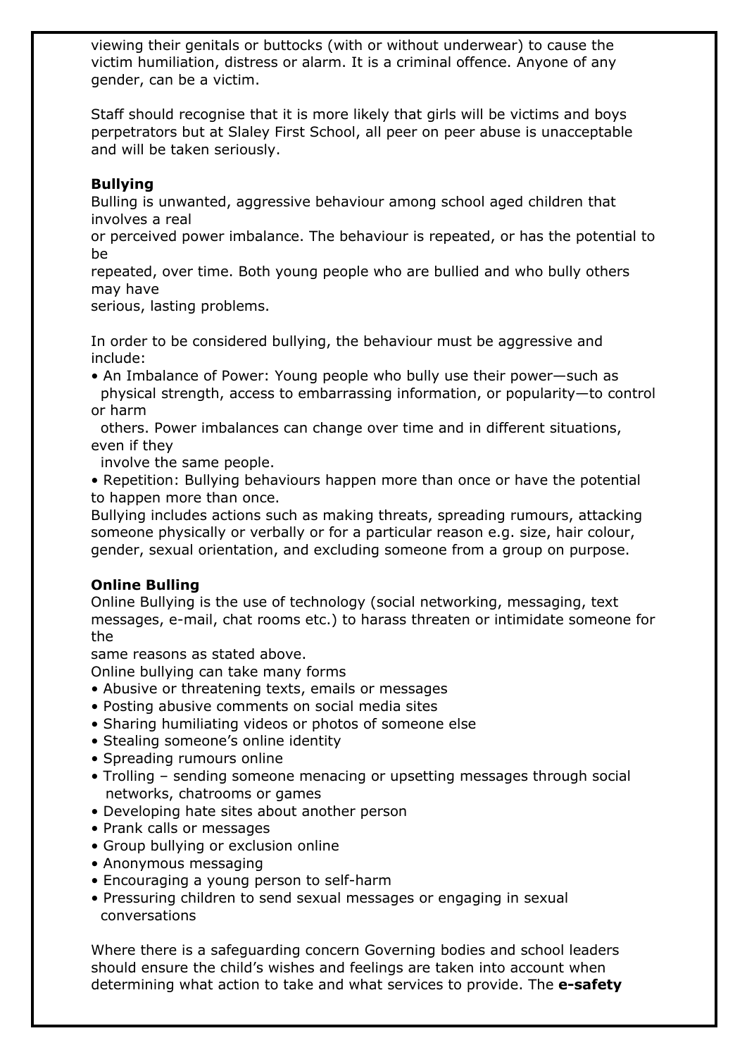viewing their genitals or buttocks (with or without underwear) to cause the victim humiliation, distress or alarm. It is a criminal offence. Anyone of any gender, can be a victim.

Staff should recognise that it is more likely that girls will be victims and boys perpetrators but at Slaley First School, all peer on peer abuse is unacceptable and will be taken seriously.

**Bullying**

Bulling is unwanted, aggressive behaviour among school aged children that involves a real or perceived power imbalance. The behaviour is repeated, or has the potential to be repeated, over time. Both young people who are bullied and who bully others may have serious, lasting problems.

In order to be considered bullying, the behaviour must be aggressive and include:

- An Imbalance of Power: Young people who bully use their power—such as physical strength, access to embarrassing information, or popularity—to control or harm others. Power imbalances can change over time and in different situations, even if they involve the same people.
- Repetition: Bullying behaviours happen more than once or have the potential to happen more than once.

Bullying includes actions such as making threats, spreading rumours, attacking someone physically or verbally or for a particular reason e.g. size, hair colour, gender, sexual orientation, and excluding someone from a group on purpose.

**Online Bulling**

Online Bullying is the use of technology (social networking, messaging, text messages, e-mail, chat rooms etc.) to harass threaten or intimidate someone for the same reasons as stated above.

Online bullying can take many forms

- Abusive or threatening texts, emails or messages
- Posting abusive comments on social media sites
- Sharing humiliating videos or photos of someone else
- Stealing someone's online identity
- Spreading rumours online
- Trolling – sending someone menacing or upsetting messages through social networks, chatrooms or games
- Developing hate sites about another person
- Prank calls or messages
- Group bullying or exclusion online
- Anonymous messaging
- Encouraging a young person to self-harm
- Pressuring children to send sexual messages or engaging in sexual conversations

Where there is a safeguarding concern Governing bodies and school leaders should ensure the child's wishes and feelings are taken into account when determining what action to take and what services to provide. The **e-safety**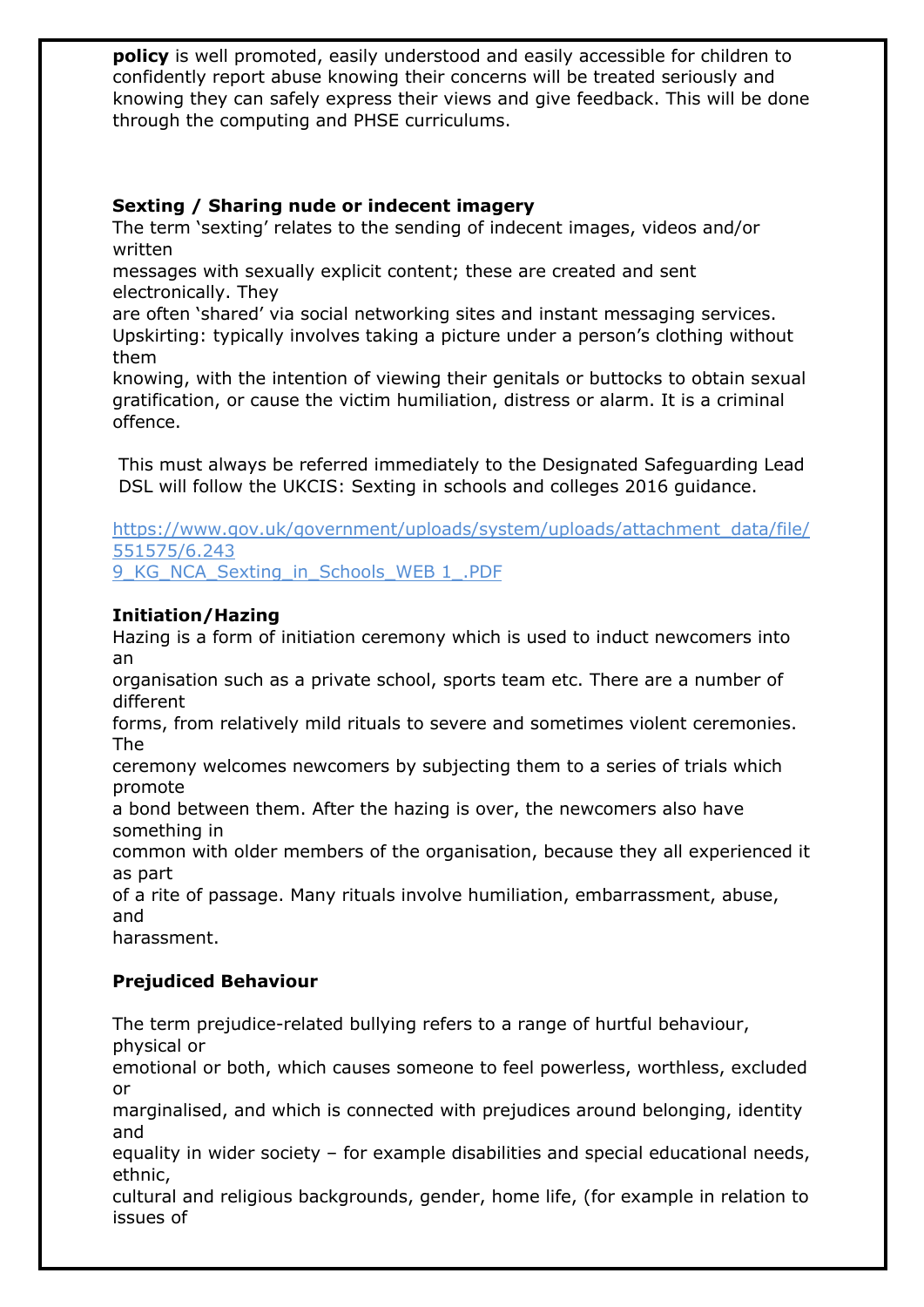**policy** is well promoted, easily understood and easily accessible for children to confidently report abuse knowing their concerns will be treated seriously and knowing they can safely express their views and give feedback. This will be done through the computing and PHSE curriculums.

**Sexting / Sharing nude or indecent imagery**

The term 'sexting' relates to the sending of indecent images, videos and/or written messages with sexually explicit content; these are created and sent electronically. They are often 'shared' via social networking sites and instant messaging services. Upskirting: typically involves taking a picture under a person's clothing without them knowing, with the intention of viewing their genitals or buttocks to obtain sexual gratification, or cause the victim humiliation, distress or alarm. It is a criminal offence.

This must always be referred immediately to the Designated Safeguarding Lead DSL will follow the UKCIS: Sexting in schools and colleges 2016 guidance.

https://www.gov.uk/government/uploads/system/uploads/attachment_data/file/551575/6.2439_KG_NCA_Sexting_in_Schools_WEB 1_.PDF

**Initiation/Hazing**

Hazing is a form of initiation ceremony which is used to induct newcomers into an organisation such as a private school, sports team etc. There are a number of different forms, from relatively mild rituals to severe and sometimes violent ceremonies. The ceremony welcomes newcomers by subjecting them to a series of trials which promote a bond between them. After the hazing is over, the newcomers also have something in common with older members of the organisation, because they all experienced it as part of a rite of passage. Many rituals involve humiliation, embarrassment, abuse, and harassment.

**Prejudiced Behaviour**

The term prejudice-related bullying refers to a range of hurtful behaviour, physical or emotional or both, which causes someone to feel powerless, worthless, excluded or marginalised, and which is connected with prejudices around belonging, identity and equality in wider society – for example disabilities and special educational needs, ethnic, cultural and religious backgrounds, gender, home life, (for example in relation to issues of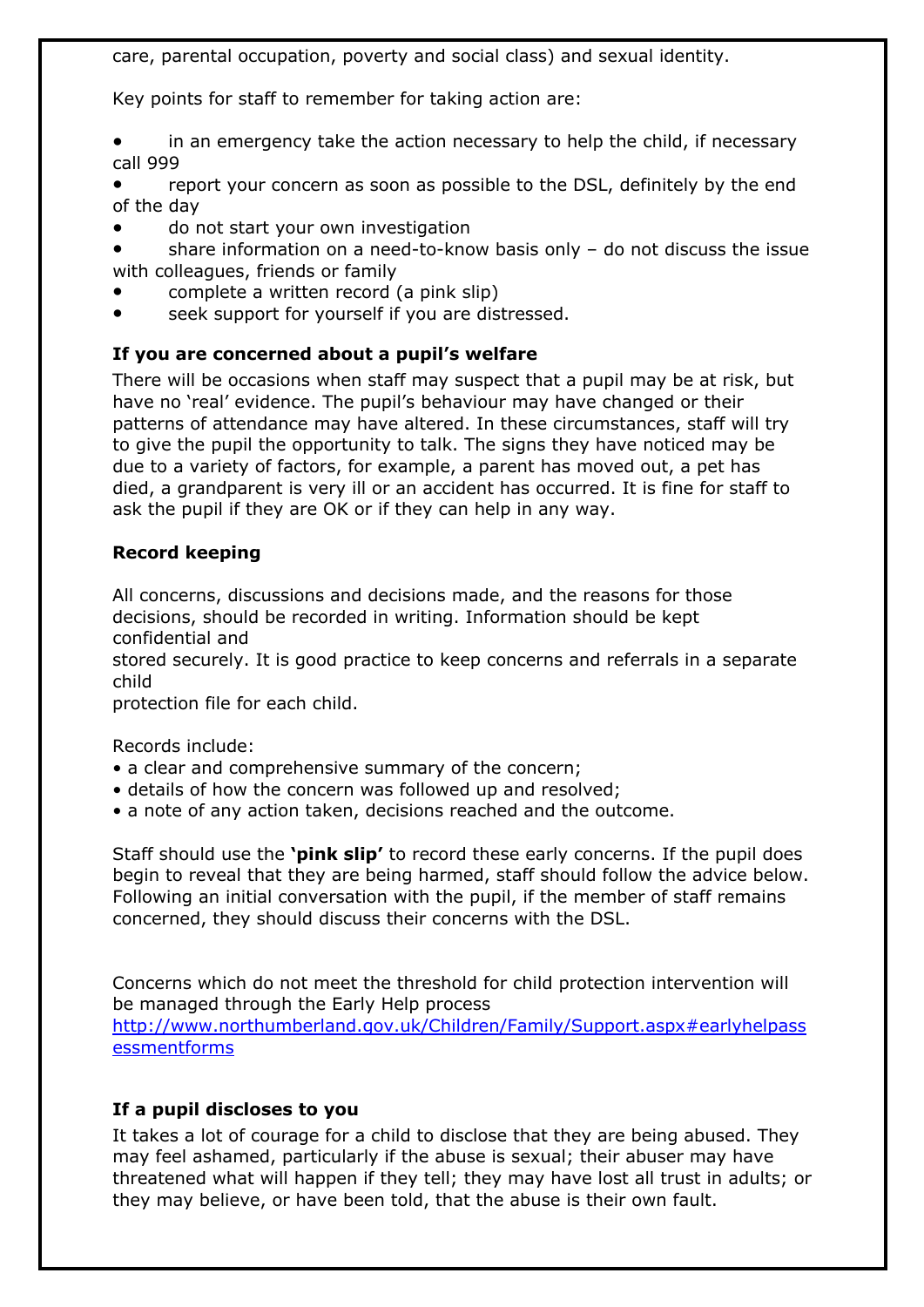care, parental occupation, poverty and social class) and sexual identity.

Key points for staff to remember for taking action are:

- in an emergency take the action necessary to help the child, if necessary call 999
- report your concern as soon as possible to the DSL, definitely by the end of the day
- do not start your own investigation
- share information on a need-to-know basis only – do not discuss the issue with colleagues, friends or family
- complete a written record (a pink slip)
- seek support for yourself if you are distressed.

**If you are concerned about a pupil's welfare**

There will be occasions when staff may suspect that a pupil may be at risk, but have no 'real' evidence. The pupil's behaviour may have changed or their patterns of attendance may have altered. In these circumstances, staff will try to give the pupil the opportunity to talk. The signs they have noticed may be due to a variety of factors, for example, a parent has moved out, a pet has died, a grandparent is very ill or an accident has occurred. It is fine for staff to ask the pupil if they are OK or if they can help in any way.

**Record keeping**

All concerns, discussions and decisions made, and the reasons for those decisions, should be recorded in writing. Information should be kept confidential and stored securely. It is good practice to keep concerns and referrals in a separate child protection file for each child.

Records include:

- a clear and comprehensive summary of the concern;
- details of how the concern was followed up and resolved;
- a note of any action taken, decisions reached and the outcome.

Staff should use the **'pink slip'** to record these early concerns. If the pupil does begin to reveal that they are being harmed, staff should follow the advice below. Following an initial conversation with the pupil, if the member of staff remains concerned, they should discuss their concerns with the DSL.

Concerns which do not meet the threshold for child protection intervention will be managed through the Early Help process [http://www.northumberland.gov.uk/Children/Family/Support.aspx#earlyhelpassessmentforms](http://www.northumberland.gov.uk/Children/Family/Support.aspx#earlyhelpassessmentforms)

**If a pupil discloses to you**

It takes a lot of courage for a child to disclose that they are being abused. They may feel ashamed, particularly if the abuse is sexual; their abuser may have threatened what will happen if they tell; they may have lost all trust in adults; or they may believe, or have been told, that the abuse is their own fault.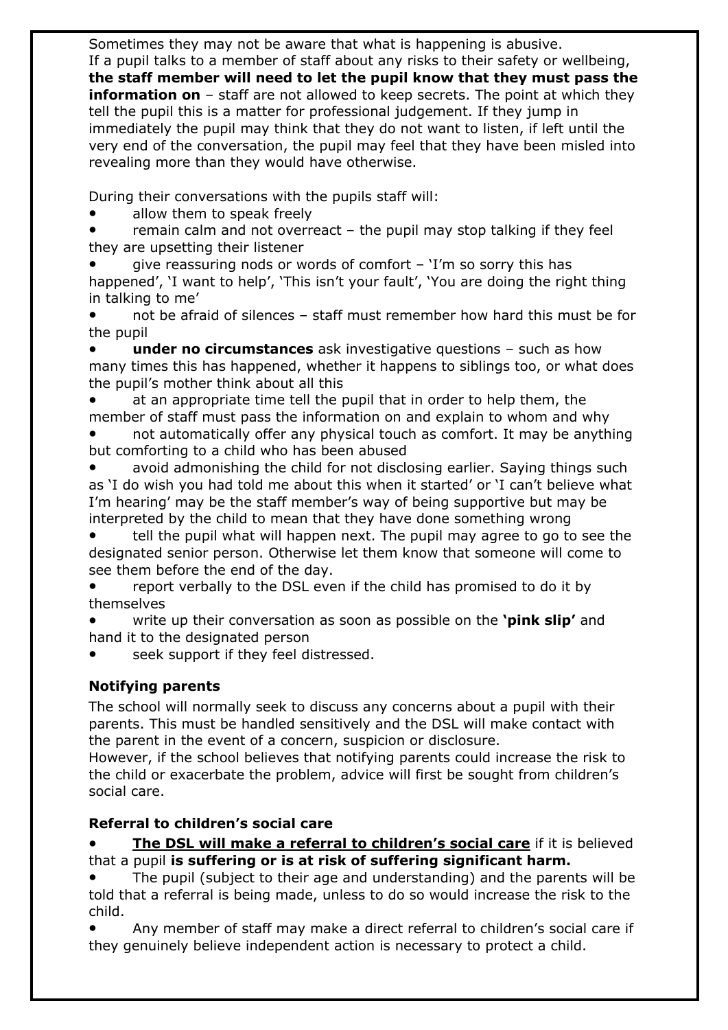Sometimes they may not be aware that what is happening is abusive.
If a pupil talks to a member of staff about any risks to their safety or wellbeing, **the staff member will need to let the pupil know that they must pass the information on** – staff are not allowed to keep secrets. The point at which they tell the pupil this is a matter for professional judgement. If they jump in immediately the pupil may think that they do not want to listen, if left until the very end of the conversation, the pupil may feel that they have been misled into revealing more than they would have otherwise.

During their conversations with the pupils staff will:

- allow them to speak freely
- remain calm and not overreact – the pupil may stop talking if they feel they are upsetting their listener
- give reassuring nods or words of comfort – 'I'm so sorry this has happened', 'I want to help', 'This isn't your fault', 'You are doing the right thing in talking to me'
- not be afraid of silences – staff must remember how hard this must be for the pupil
- **under no circumstances** ask investigative questions – such as how many times this has happened, whether it happens to siblings too, or what does the pupil's mother think about all this
- at an appropriate time tell the pupil that in order to help them, the member of staff must pass the information on and explain to whom and why
- not automatically offer any physical touch as comfort. It may be anything but comforting to a child who has been abused
- avoid admonishing the child for not disclosing earlier. Saying things such as 'I do wish you had told me about this when it started' or 'I can't believe what I'm hearing' may be the staff member's way of being supportive but may be interpreted by the child to mean that they have done something wrong
- tell the pupil what will happen next. The pupil may agree to go to see the designated senior person. Otherwise let them know that someone will come to see them before the end of the day.
- report verbally to the DSL even if the child has promised to do it by themselves
- write up their conversation as soon as possible on the **'pink slip'** and hand it to the designated person
- seek support if they feel distressed.

### Notifying parents

The school will normally seek to discuss any concerns about a pupil with their parents. This must be handled sensitively and the DSL will make contact with the parent in the event of a concern, suspicion or disclosure.
However, if the school believes that notifying parents could increase the risk to the child or exacerbate the problem, advice will first be sought from children's social care.

### Referral to children's social care

- <u>**The DSL will make a referral to children's social care**</u> if it is believed that a pupil **is suffering or is at risk of suffering significant harm.**
- The pupil (subject to their age and understanding) and the parents will be told that a referral is being made, unless to do so would increase the risk to the child.
- Any member of staff may make a direct referral to children's social care if they genuinely believe independent action is necessary to protect a child.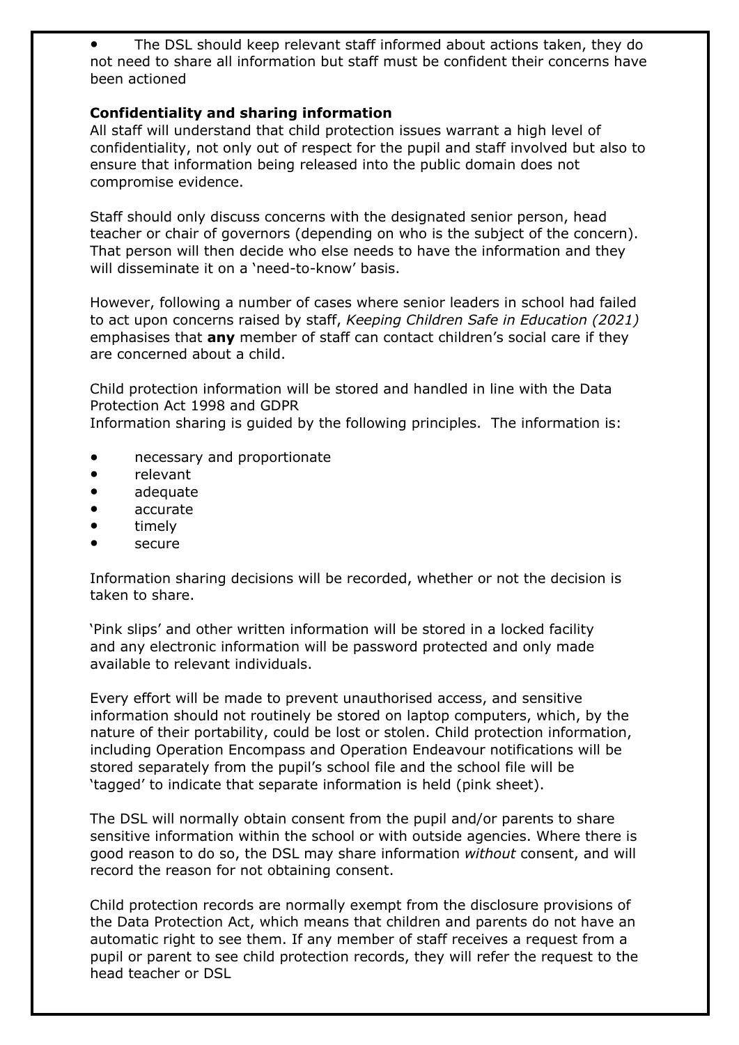- The DSL should keep relevant staff informed about actions taken, they do not need to share all information but staff must be confident their concerns have been actioned

**Confidentiality and sharing information**

All staff will understand that child protection issues warrant a high level of confidentiality, not only out of respect for the pupil and staff involved but also to ensure that information being released into the public domain does not compromise evidence.

Staff should only discuss concerns with the designated senior person, head teacher or chair of governors (depending on who is the subject of the concern). That person will then decide who else needs to have the information and they will disseminate it on a 'need-to-know' basis.

However, following a number of cases where senior leaders in school had failed to act upon concerns raised by staff, *Keeping Children Safe in Education (2021)* emphasises that **any** member of staff can contact children's social care if they are concerned about a child.

Child protection information will be stored and handled in line with the Data Protection Act 1998 and GDPR
Information sharing is guided by the following principles. The information is:

- necessary and proportionate
- relevant
- adequate
- accurate
- timely
- secure

Information sharing decisions will be recorded, whether or not the decision is taken to share.

'Pink slips' and other written information will be stored in a locked facility and any electronic information will be password protected and only made available to relevant individuals.

Every effort will be made to prevent unauthorised access, and sensitive information should not routinely be stored on laptop computers, which, by the nature of their portability, could be lost or stolen. Child protection information, including Operation Encompass and Operation Endeavour notifications will be stored separately from the pupil's school file and the school file will be 'tagged' to indicate that separate information is held (pink sheet).

The DSL will normally obtain consent from the pupil and/or parents to share sensitive information within the school or with outside agencies. Where there is good reason to do so, the DSL may share information *without* consent, and will record the reason for not obtaining consent.

Child protection records are normally exempt from the disclosure provisions of the Data Protection Act, which means that children and parents do not have an automatic right to see them. If any member of staff receives a request from a pupil or parent to see child protection records, they will refer the request to the head teacher or DSL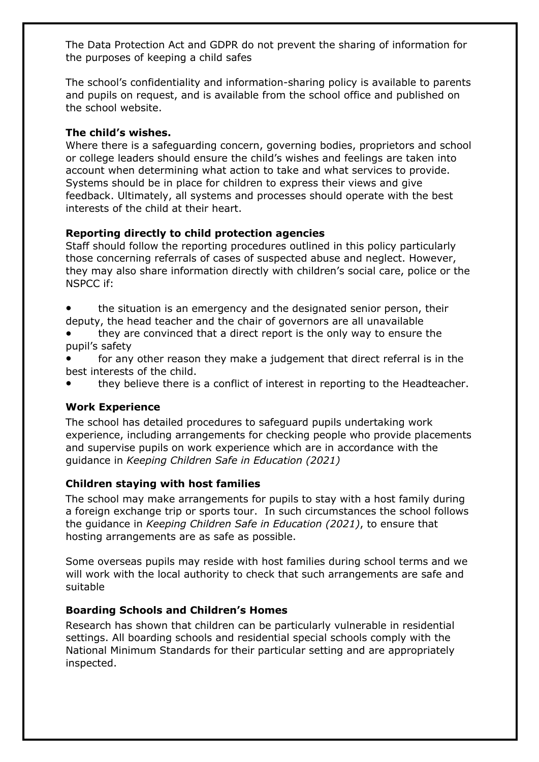The Data Protection Act and GDPR do not prevent the sharing of information for the purposes of keeping a child safes

The school's confidentiality and information-sharing policy is available to parents and pupils on request, and is available from the school office and published on the school website.

**The child's wishes.**

Where there is a safeguarding concern, governing bodies, proprietors and school or college leaders should ensure the child's wishes and feelings are taken into account when determining what action to take and what services to provide. Systems should be in place for children to express their views and give feedback. Ultimately, all systems and processes should operate with the best interests of the child at their heart.

**Reporting directly to child protection agencies**

Staff should follow the reporting procedures outlined in this policy particularly those concerning referrals of cases of suspected abuse and neglect. However, they may also share information directly with children's social care, police or the NSPCC if:

- the situation is an emergency and the designated senior person, their deputy, the head teacher and the chair of governors are all unavailable
- they are convinced that a direct report is the only way to ensure the pupil's safety
- for any other reason they make a judgement that direct referral is in the best interests of the child.
- they believe there is a conflict of interest in reporting to the Headteacher.

**Work Experience**

The school has detailed procedures to safeguard pupils undertaking work experience, including arrangements for checking people who provide placements and supervise pupils on work experience which are in accordance with the guidance in *Keeping Children Safe in Education (2021)*

**Children staying with host families**

The school may make arrangements for pupils to stay with a host family during a foreign exchange trip or sports tour. In such circumstances the school follows the guidance in *Keeping Children Safe in Education (2021)*, to ensure that hosting arrangements are as safe as possible.

Some overseas pupils may reside with host families during school terms and we will work with the local authority to check that such arrangements are safe and suitable

**Boarding Schools and Children's Homes**

Research has shown that children can be particularly vulnerable in residential settings. All boarding schools and residential special schools comply with the National Minimum Standards for their particular setting and are appropriately inspected.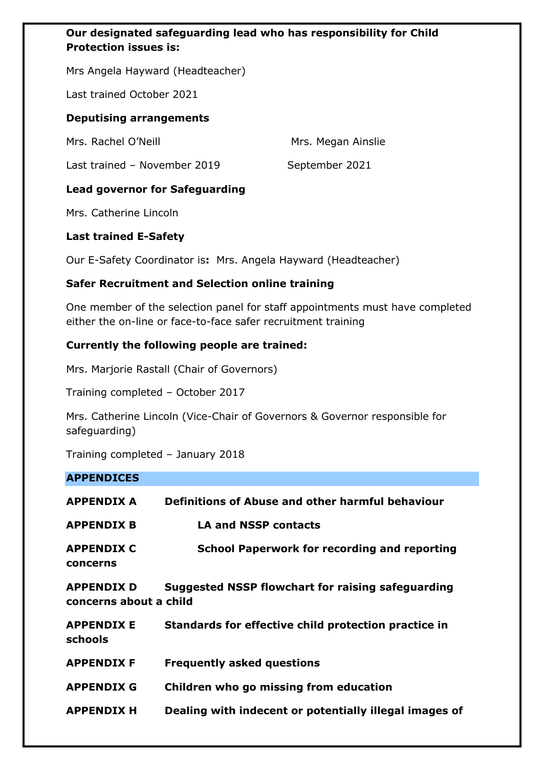**Our designated safeguarding lead who has responsibility for Child Protection issues is:**

Mrs Angela Hayward (Headteacher)

Last trained October 2021

**Deputising arrangements**

Mrs. Rachel O'Neill — Mrs. Megan Ainslie

Last trained – November 2019 — September 2021

**Lead governor for Safeguarding**

Mrs. Catherine Lincoln

**Last trained E-Safety**

Our E-Safety Coordinator is**:** Mrs. Angela Hayward (Headteacher)

**Safer Recruitment and Selection online training**

One member of the selection panel for staff appointments must have completed either the on-line or face-to-face safer recruitment training

**Currently the following people are trained:**

Mrs. Marjorie Rastall (Chair of Governors)

Training completed – October 2017

Mrs. Catherine Lincoln (Vice-Chair of Governors & Governor responsible for safeguarding)

Training completed – January 2018

## APPENDICES

**APPENDIX A** **Definitions of Abuse and other harmful behaviour**

**APPENDIX B** **LA and NSSP contacts**

**APPENDIX C** **School Paperwork for recording and reporting concerns**

**APPENDIX D** **Suggested NSSP flowchart for raising safeguarding concerns about a child**

**APPENDIX E** **Standards for effective child protection practice in schools**

**APPENDIX F** **Frequently asked questions**

**APPENDIX G** **Children who go missing from education**

**APPENDIX H** **Dealing with indecent or potentially illegal images of**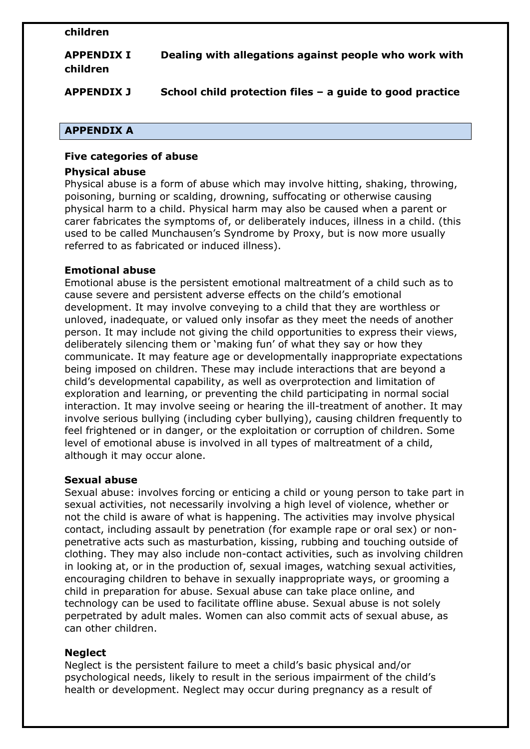**children**

**APPENDIX I** **Dealing with allegations against people who work with children**

**APPENDIX J** **School child protection files – a guide to good practice**

## APPENDIX A

### Five categories of abuse

**Physical abuse**

Physical abuse is a form of abuse which may involve hitting, shaking, throwing, poisoning, burning or scalding, drowning, suffocating or otherwise causing physical harm to a child. Physical harm may also be caused when a parent or carer fabricates the symptoms of, or deliberately induces, illness in a child. (this used to be called Munchausen's Syndrome by Proxy, but is now more usually referred to as fabricated or induced illness).

**Emotional abuse**

Emotional abuse is the persistent emotional maltreatment of a child such as to cause severe and persistent adverse effects on the child's emotional development. It may involve conveying to a child that they are worthless or unloved, inadequate, or valued only insofar as they meet the needs of another person. It may include not giving the child opportunities to express their views, deliberately silencing them or 'making fun' of what they say or how they communicate. It may feature age or developmentally inappropriate expectations being imposed on children. These may include interactions that are beyond a child's developmental capability, as well as overprotection and limitation of exploration and learning, or preventing the child participating in normal social interaction. It may involve seeing or hearing the ill-treatment of another. It may involve serious bullying (including cyber bullying), causing children frequently to feel frightened or in danger, or the exploitation or corruption of children. Some level of emotional abuse is involved in all types of maltreatment of a child, although it may occur alone.

**Sexual abuse**

Sexual abuse: involves forcing or enticing a child or young person to take part in sexual activities, not necessarily involving a high level of violence, whether or not the child is aware of what is happening. The activities may involve physical contact, including assault by penetration (for example rape or oral sex) or non-penetrative acts such as masturbation, kissing, rubbing and touching outside of clothing. They may also include non-contact activities, such as involving children in looking at, or in the production of, sexual images, watching sexual activities, encouraging children to behave in sexually inappropriate ways, or grooming a child in preparation for abuse. Sexual abuse can take place online, and technology can be used to facilitate offline abuse. Sexual abuse is not solely perpetrated by adult males. Women can also commit acts of sexual abuse, as can other children.

**Neglect**

Neglect is the persistent failure to meet a child's basic physical and/or psychological needs, likely to result in the serious impairment of the child's health or development. Neglect may occur during pregnancy as a result of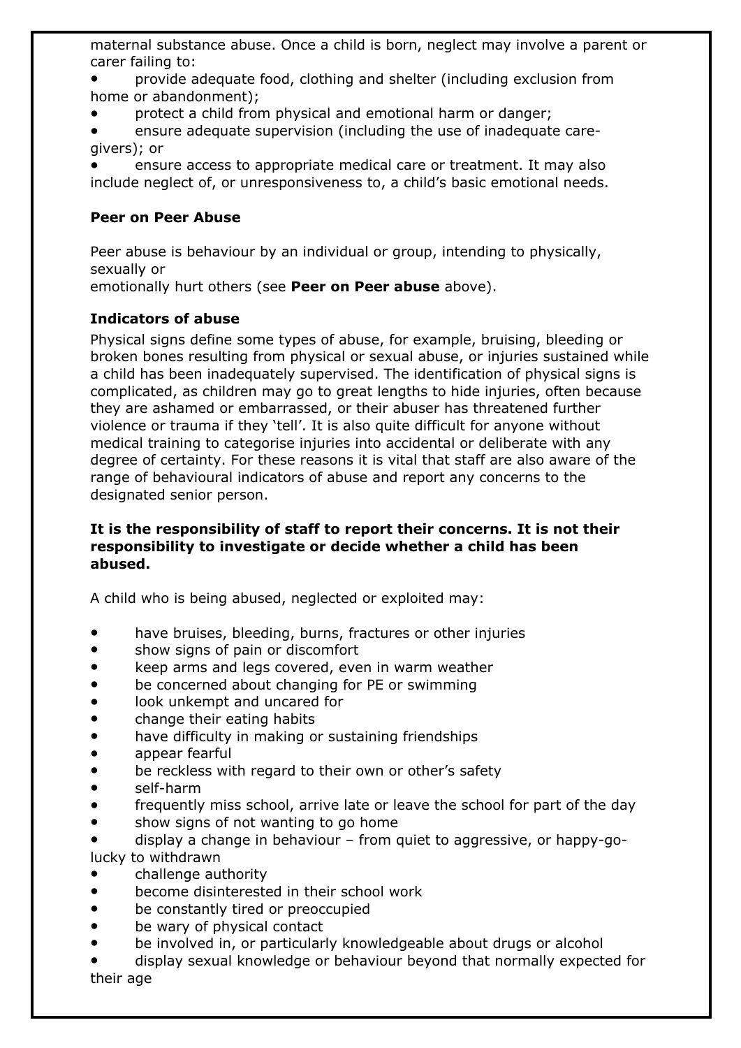maternal substance abuse. Once a child is born, neglect may involve a parent or carer failing to:

- provide adequate food, clothing and shelter (including exclusion from home or abandonment);
- protect a child from physical and emotional harm or danger;
- ensure adequate supervision (including the use of inadequate care-givers); or
- ensure access to appropriate medical care or treatment. It may also include neglect of, or unresponsiveness to, a child's basic emotional needs.

**Peer on Peer Abuse**

Peer abuse is behaviour by an individual or group, intending to physically, sexually or emotionally hurt others (see **Peer on Peer abuse** above).

**Indicators of abuse**

Physical signs define some types of abuse, for example, bruising, bleeding or broken bones resulting from physical or sexual abuse, or injuries sustained while a child has been inadequately supervised. The identification of physical signs is complicated, as children may go to great lengths to hide injuries, often because they are ashamed or embarrassed, or their abuser has threatened further violence or trauma if they 'tell'. It is also quite difficult for anyone without medical training to categorise injuries into accidental or deliberate with any degree of certainty. For these reasons it is vital that staff are also aware of the range of behavioural indicators of abuse and report any concerns to the designated senior person.

**It is the responsibility of staff to report their concerns. It is not their responsibility to investigate or decide whether a child has been abused.**

A child who is being abused, neglected or exploited may:

- have bruises, bleeding, burns, fractures or other injuries
- show signs of pain or discomfort
- keep arms and legs covered, even in warm weather
- be concerned about changing for PE or swimming
- look unkempt and uncared for
- change their eating habits
- have difficulty in making or sustaining friendships
- appear fearful
- be reckless with regard to their own or other's safety
- self-harm
- frequently miss school, arrive late or leave the school for part of the day
- show signs of not wanting to go home
- display a change in behaviour – from quiet to aggressive, or happy-go-lucky to withdrawn
- challenge authority
- become disinterested in their school work
- be constantly tired or preoccupied
- be wary of physical contact
- be involved in, or particularly knowledgeable about drugs or alcohol
- display sexual knowledge or behaviour beyond that normally expected for their age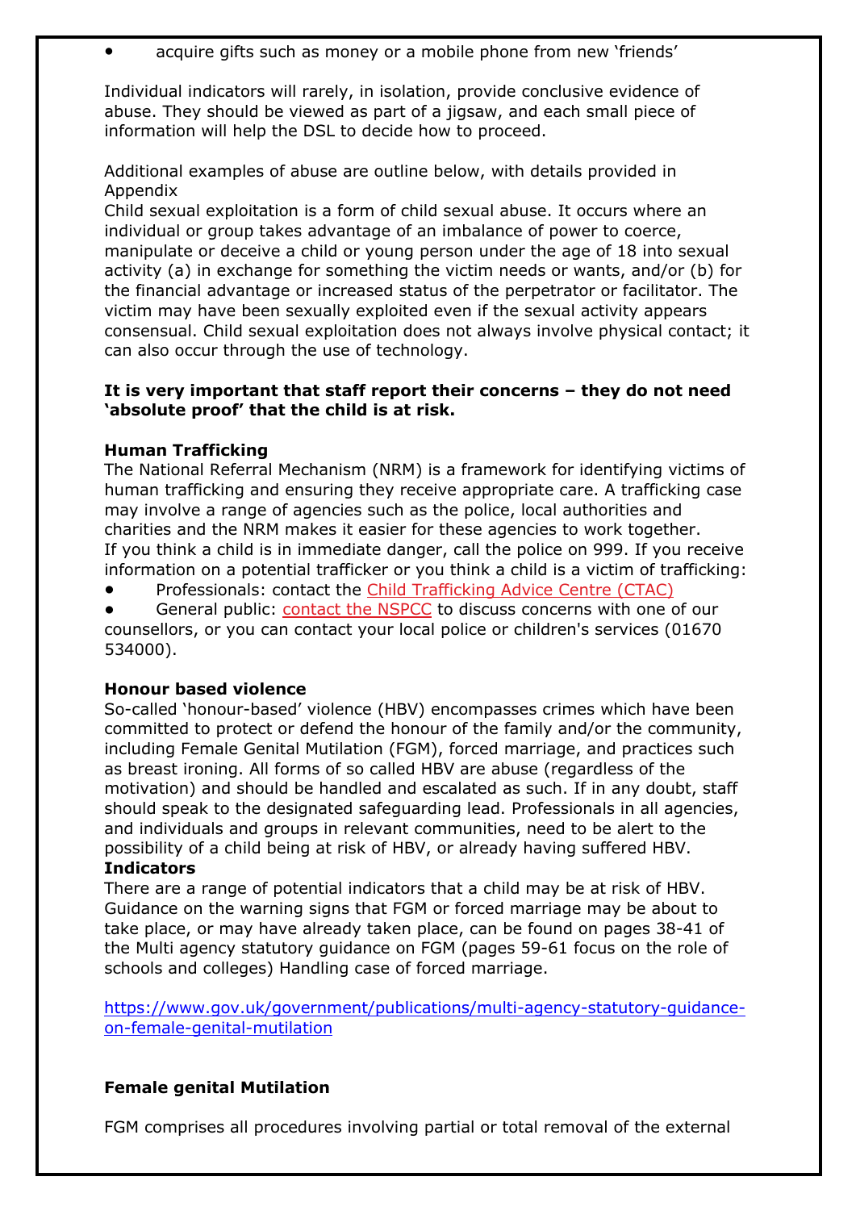- acquire gifts such as money or a mobile phone from new 'friends'

Individual indicators will rarely, in isolation, provide conclusive evidence of abuse. They should be viewed as part of a jigsaw, and each small piece of information will help the DSL to decide how to proceed.

Additional examples of abuse are outline below, with details provided in Appendix
Child sexual exploitation is a form of child sexual abuse. It occurs where an individual or group takes advantage of an imbalance of power to coerce, manipulate or deceive a child or young person under the age of 18 into sexual activity (a) in exchange for something the victim needs or wants, and/or (b) for the financial advantage or increased status of the perpetrator or facilitator. The victim may have been sexually exploited even if the sexual activity appears consensual. Child sexual exploitation does not always involve physical contact; it can also occur through the use of technology.

**It is very important that staff report their concerns – they do not need 'absolute proof' that the child is at risk.**

**Human Trafficking**
The National Referral Mechanism (NRM) is a framework for identifying victims of human trafficking and ensuring they receive appropriate care. A trafficking case may involve a range of agencies such as the police, local authorities and charities and the NRM makes it easier for these agencies to work together.
If you think a child is in immediate danger, call the police on 999. If you receive information on a potential trafficker or you think a child is a victim of trafficking:

- Professionals: contact the Child Trafficking Advice Centre (CTAC)
- General public: contact the NSPCC to discuss concerns with one of our counsellors, or you can contact your local police or children's services (01670 534000).

**Honour based violence**
So-called 'honour-based' violence (HBV) encompasses crimes which have been committed to protect or defend the honour of the family and/or the community, including Female Genital Mutilation (FGM), forced marriage, and practices such as breast ironing. All forms of so called HBV are abuse (regardless of the motivation) and should be handled and escalated as such. If in any doubt, staff should speak to the designated safeguarding lead. Professionals in all agencies, and individuals and groups in relevant communities, need to be alert to the possibility of a child being at risk of HBV, or already having suffered HBV.
**Indicators**
There are a range of potential indicators that a child may be at risk of HBV. Guidance on the warning signs that FGM or forced marriage may be about to take place, or may have already taken place, can be found on pages 38-41 of the Multi agency statutory guidance on FGM (pages 59-61 focus on the role of schools and colleges) Handling case of forced marriage.

https://www.gov.uk/government/publications/multi-agency-statutory-guidance-on-female-genital-mutilation

**Female genital Mutilation**

FGM comprises all procedures involving partial or total removal of the external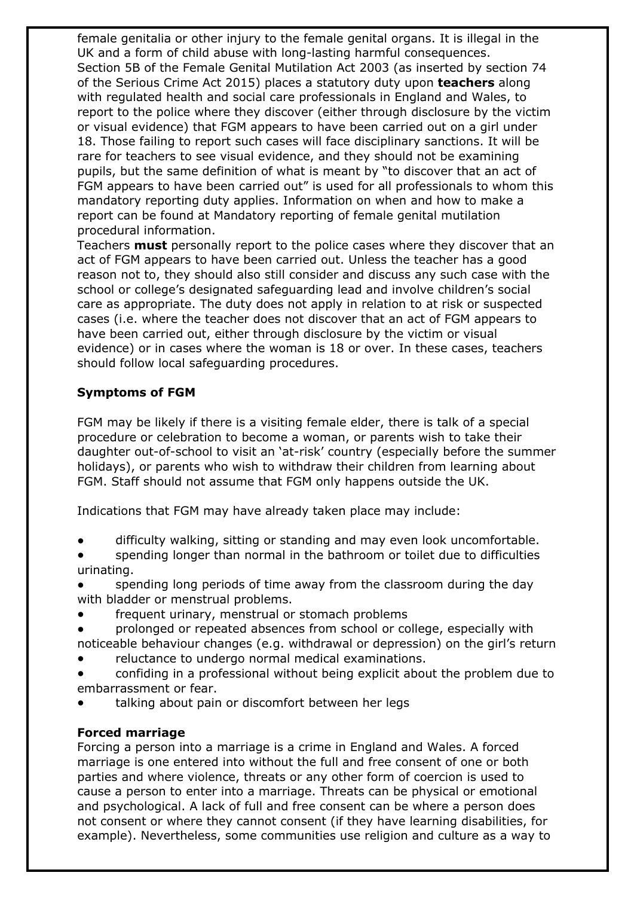female genitalia or other injury to the female genital organs. It is illegal in the UK and a form of child abuse with long-lasting harmful consequences.
Section 5B of the Female Genital Mutilation Act 2003 (as inserted by section 74 of the Serious Crime Act 2015) places a statutory duty upon **teachers** along with regulated health and social care professionals in England and Wales, to report to the police where they discover (either through disclosure by the victim or visual evidence) that FGM appears to have been carried out on a girl under 18. Those failing to report such cases will face disciplinary sanctions. It will be rare for teachers to see visual evidence, and they should not be examining pupils, but the same definition of what is meant by "to discover that an act of FGM appears to have been carried out" is used for all professionals to whom this mandatory reporting duty applies. Information on when and how to make a report can be found at Mandatory reporting of female genital mutilation procedural information.
Teachers **must** personally report to the police cases where they discover that an act of FGM appears to have been carried out. Unless the teacher has a good reason not to, they should also still consider and discuss any such case with the school or college's designated safeguarding lead and involve children's social care as appropriate. The duty does not apply in relation to at risk or suspected cases (i.e. where the teacher does not discover that an act of FGM appears to have been carried out, either through disclosure by the victim or visual evidence) or in cases where the woman is 18 or over. In these cases, teachers should follow local safeguarding procedures.

**Symptoms of FGM**

FGM may be likely if there is a visiting female elder, there is talk of a special procedure or celebration to become a woman, or parents wish to take their daughter out-of-school to visit an 'at-risk' country (especially before the summer holidays), or parents who wish to withdraw their children from learning about FGM. Staff should not assume that FGM only happens outside the UK.

Indications that FGM may have already taken place may include:

- difficulty walking, sitting or standing and may even look uncomfortable.
- spending longer than normal in the bathroom or toilet due to difficulties urinating.
- spending long periods of time away from the classroom during the day with bladder or menstrual problems.
- frequent urinary, menstrual or stomach problems
- prolonged or repeated absences from school or college, especially with noticeable behaviour changes (e.g. withdrawal or depression) on the girl's return
- reluctance to undergo normal medical examinations.
- confiding in a professional without being explicit about the problem due to embarrassment or fear.
- talking about pain or discomfort between her legs

**Forced marriage**

Forcing a person into a marriage is a crime in England and Wales. A forced marriage is one entered into without the full and free consent of one or both parties and where violence, threats or any other form of coercion is used to cause a person to enter into a marriage. Threats can be physical or emotional and psychological. A lack of full and free consent can be where a person does not consent or where they cannot consent (if they have learning disabilities, for example). Nevertheless, some communities use religion and culture as a way to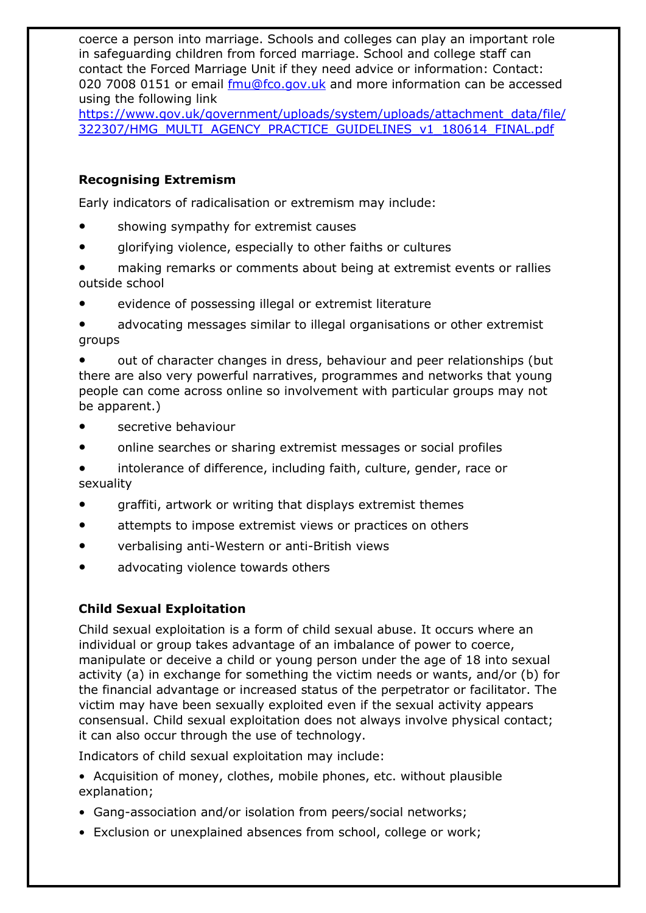coerce a person into marriage. Schools and colleges can play an important role in safeguarding children from forced marriage. School and college staff can contact the Forced Marriage Unit if they need advice or information: Contact: 020 7008 0151 or email fmu@fco.gov.uk and more information can be accessed using the following link https://www.gov.uk/government/uploads/system/uploads/attachment_data/file/322307/HMG_MULTI_AGENCY_PRACTICE_GUIDELINES_v1_180614_FINAL.pdf

**Recognising Extremism**

Early indicators of radicalisation or extremism may include:

- showing sympathy for extremist causes
- glorifying violence, especially to other faiths or cultures
- making remarks or comments about being at extremist events or rallies outside school
- evidence of possessing illegal or extremist literature
- advocating messages similar to illegal organisations or other extremist groups
- out of character changes in dress, behaviour and peer relationships (but there are also very powerful narratives, programmes and networks that young people can come across online so involvement with particular groups may not be apparent.)
- secretive behaviour
- online searches or sharing extremist messages or social profiles
- intolerance of difference, including faith, culture, gender, race or sexuality
- graffiti, artwork or writing that displays extremist themes
- attempts to impose extremist views or practices on others
- verbalising anti-Western or anti-British views
- advocating violence towards others

**Child Sexual Exploitation**

Child sexual exploitation is a form of child sexual abuse. It occurs where an individual or group takes advantage of an imbalance of power to coerce, manipulate or deceive a child or young person under the age of 18 into sexual activity (a) in exchange for something the victim needs or wants, and/or (b) for the financial advantage or increased status of the perpetrator or facilitator. The victim may have been sexually exploited even if the sexual activity appears consensual. Child sexual exploitation does not always involve physical contact; it can also occur through the use of technology.

Indicators of child sexual exploitation may include:

- Acquisition of money, clothes, mobile phones, etc. without plausible explanation;
- Gang-association and/or isolation from peers/social networks;
- Exclusion or unexplained absences from school, college or work;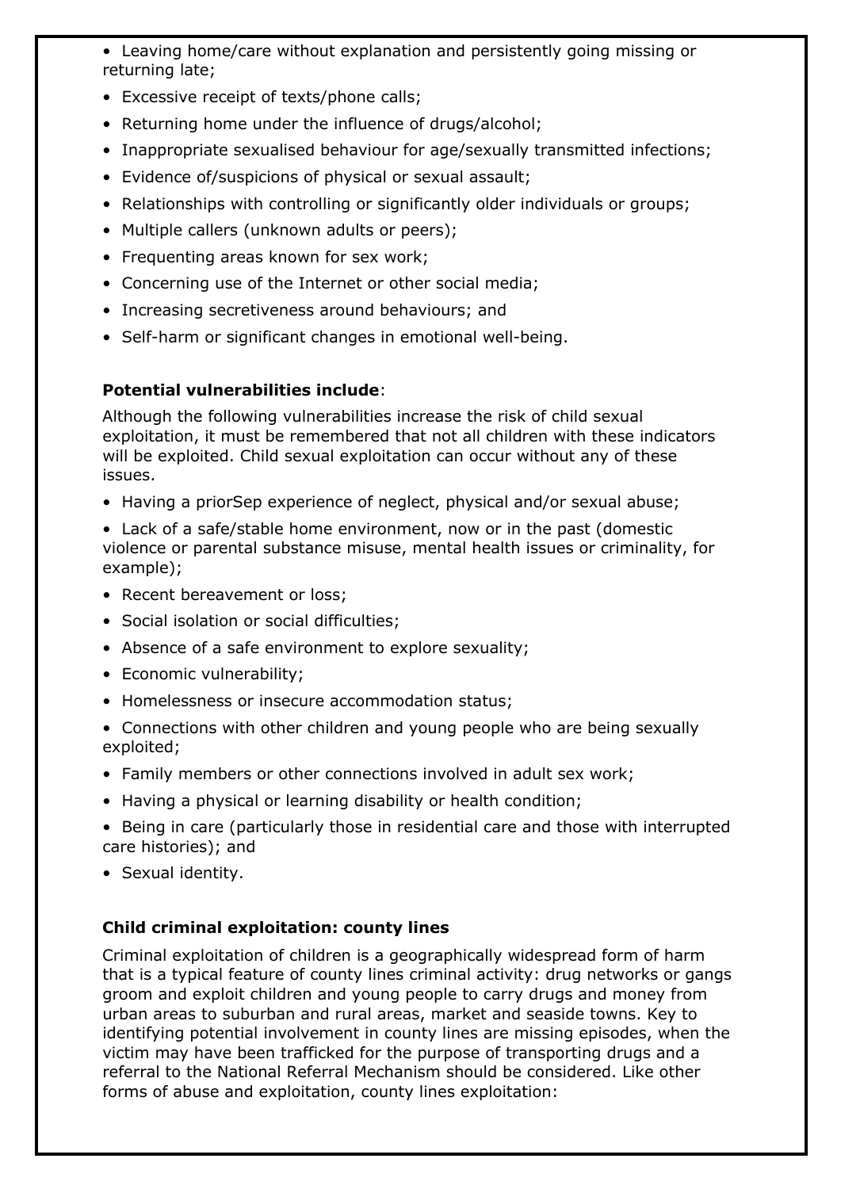- Leaving home/care without explanation and persistently going missing or returning late;
- Excessive receipt of texts/phone calls;
- Returning home under the influence of drugs/alcohol;
- Inappropriate sexualised behaviour for age/sexually transmitted infections;
- Evidence of/suspicions of physical or sexual assault;
- Relationships with controlling or significantly older individuals or groups;
- Multiple callers (unknown adults or peers);
- Frequenting areas known for sex work;
- Concerning use of the Internet or other social media;
- Increasing secretiveness around behaviours; and
- Self-harm or significant changes in emotional well-being.

**Potential vulnerabilities include**:

Although the following vulnerabilities increase the risk of child sexual exploitation, it must be remembered that not all children with these indicators will be exploited. Child sexual exploitation can occur without any of these issues.

- Having a priorSep experience of neglect, physical and/or sexual abuse;
- Lack of a safe/stable home environment, now or in the past (domestic violence or parental substance misuse, mental health issues or criminality, for example);
- Recent bereavement or loss;
- Social isolation or social difficulties;
- Absence of a safe environment to explore sexuality;
- Economic vulnerability;
- Homelessness or insecure accommodation status;
- Connections with other children and young people who are being sexually exploited;
- Family members or other connections involved in adult sex work;
- Having a physical or learning disability or health condition;
- Being in care (particularly those in residential care and those with interrupted care histories); and
- Sexual identity.

**Child criminal exploitation: county lines**

Criminal exploitation of children is a geographically widespread form of harm that is a typical feature of county lines criminal activity: drug networks or gangs groom and exploit children and young people to carry drugs and money from urban areas to suburban and rural areas, market and seaside towns. Key to identifying potential involvement in county lines are missing episodes, when the victim may have been trafficked for the purpose of transporting drugs and a referral to the National Referral Mechanism should be considered. Like other forms of abuse and exploitation, county lines exploitation: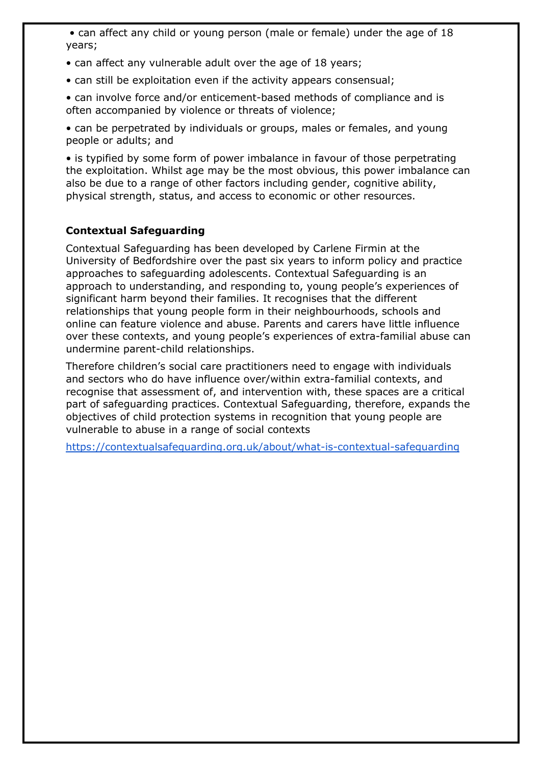- can affect any child or young person (male or female) under the age of 18 years;
- can affect any vulnerable adult over the age of 18 years;
- can still be exploitation even if the activity appears consensual;
- can involve force and/or enticement-based methods of compliance and is often accompanied by violence or threats of violence;
- can be perpetrated by individuals or groups, males or females, and young people or adults; and
- is typified by some form of power imbalance in favour of those perpetrating the exploitation. Whilst age may be the most obvious, this power imbalance can also be due to a range of other factors including gender, cognitive ability, physical strength, status, and access to economic or other resources.

**Contextual Safeguarding**

Contextual Safeguarding has been developed by Carlene Firmin at the University of Bedfordshire over the past six years to inform policy and practice approaches to safeguarding adolescents. Contextual Safeguarding is an approach to understanding, and responding to, young people's experiences of significant harm beyond their families. It recognises that the different relationships that young people form in their neighbourhoods, schools and online can feature violence and abuse. Parents and carers have little influence over these contexts, and young people's experiences of extra-familial abuse can undermine parent-child relationships.

Therefore children's social care practitioners need to engage with individuals and sectors who do have influence over/within extra-familial contexts, and recognise that assessment of, and intervention with, these spaces are a critical part of safeguarding practices. Contextual Safeguarding, therefore, expands the objectives of child protection systems in recognition that young people are vulnerable to abuse in a range of social contexts

https://contextualsafeguarding.org.uk/about/what-is-contextual-safeguarding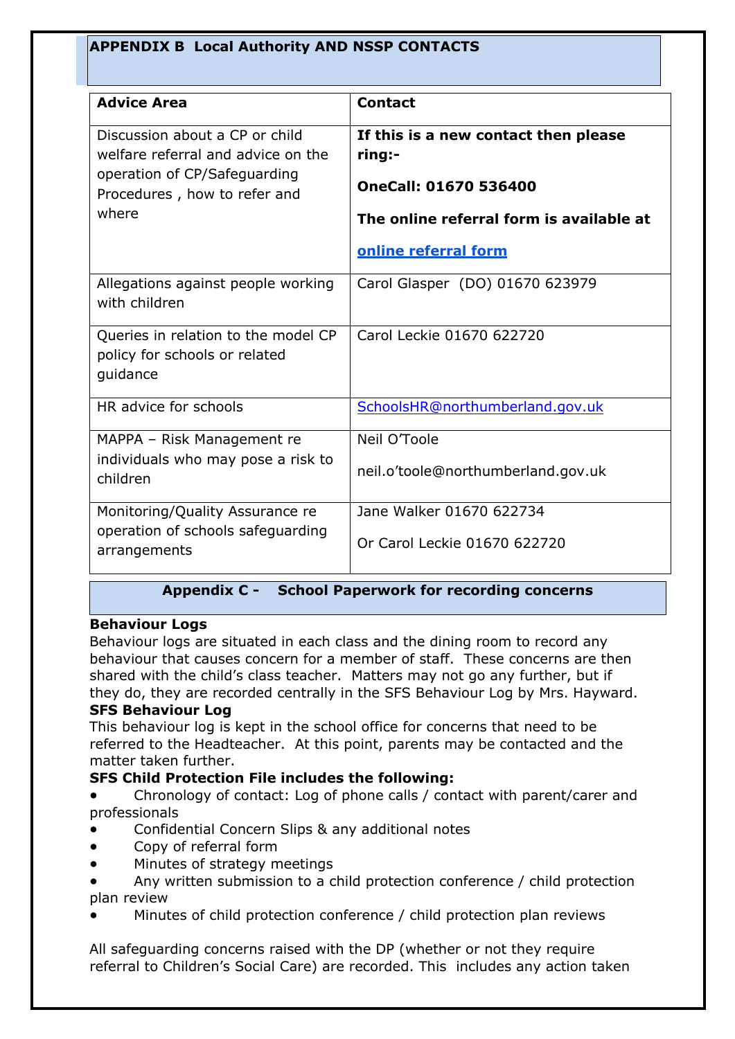## APPENDIX B Local Authority AND NSSP CONTACTS

| Advice Area | Contact |
|---|---|
| Discussion about a CP or child welfare referral and advice on the operation of CP/Safeguarding Procedures , how to refer and where | **If this is a new contact then please ring:-**<br><br>**OneCall: 01670 536400**<br><br>**The online referral form is available at**<br><br>**online referral form** |
| Allegations against people working with children | Carol Glasper (DO) 01670 623979 |
| Queries in relation to the model CP policy for schools or related guidance | Carol Leckie 01670 622720 |
| HR advice for schools | SchoolsHR@northumberland.gov.uk |
| MAPPA – Risk Management re individuals who may pose a risk to children | Neil O'Toole<br><br>neil.o'toole@northumberland.gov.uk |
| Monitoring/Quality Assurance re operation of schools safeguarding arrangements | Jane Walker 01670 622734<br><br>Or Carol Leckie 01670 622720 |

## Appendix C - School Paperwork for recording concerns

**Behaviour Logs**

Behaviour logs are situated in each class and the dining room to record any behaviour that causes concern for a member of staff. These concerns are then shared with the child's class teacher. Matters may not go any further, but if they do, they are recorded centrally in the SFS Behaviour Log by Mrs. Hayward.

**SFS Behaviour Log**

This behaviour log is kept in the school office for concerns that need to be referred to the Headteacher. At this point, parents may be contacted and the matter taken further.

**SFS Child Protection File includes the following:**

- Chronology of contact: Log of phone calls / contact with parent/carer and professionals
- Confidential Concern Slips & any additional notes
- Copy of referral form
- Minutes of strategy meetings
- Any written submission to a child protection conference / child protection plan review
- Minutes of child protection conference / child protection plan reviews

All safeguarding concerns raised with the DP (whether or not they require referral to Children's Social Care) are recorded. This includes any action taken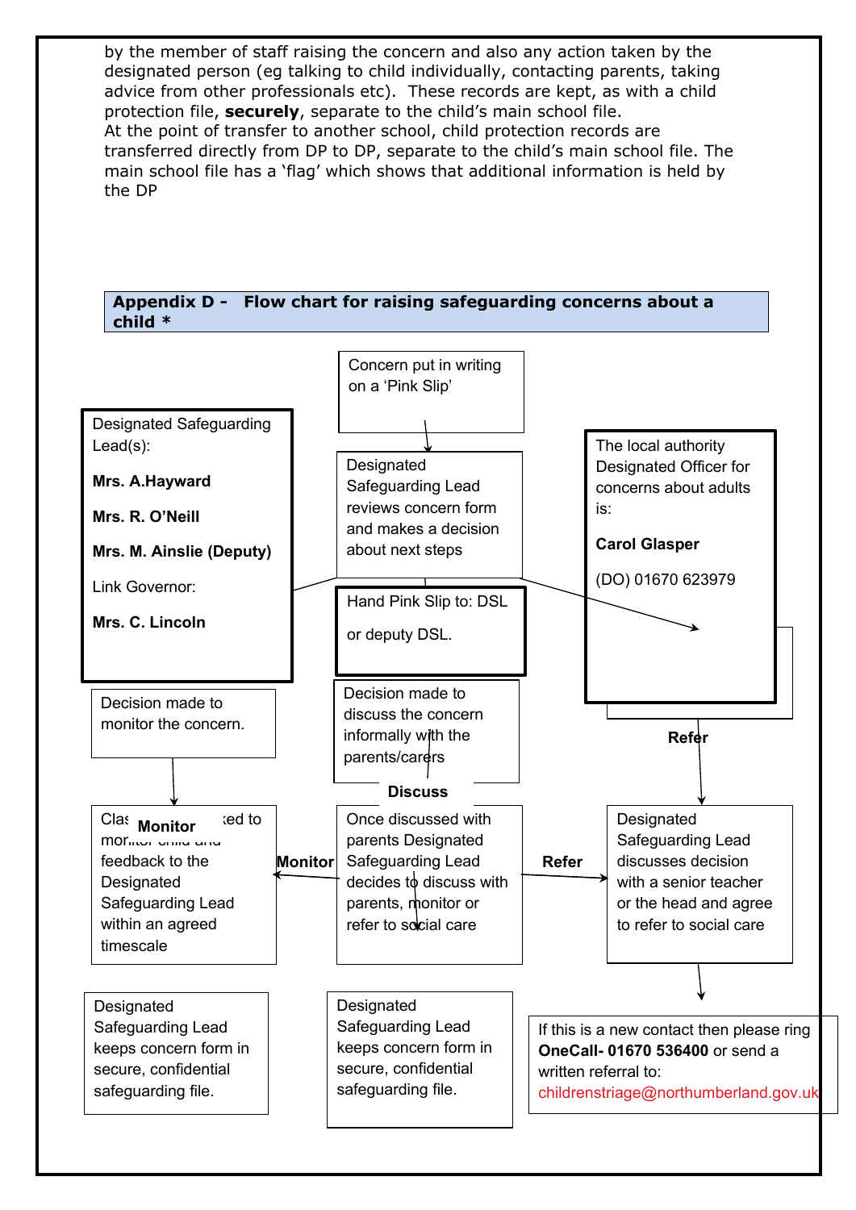by the member of staff raising the concern and also any action taken by the designated person (eg talking to child individually, contacting parents, taking advice from other professionals etc). These records are kept, as with a child protection file, **securely**, separate to the child's main school file.
At the point of transfer to another school, child protection records are transferred directly from DP to DP, separate to the child's main school file. The main school file has a 'flag' which shows that additional information is held by the DP

## Appendix D - Flow chart for raising safeguarding concerns about a child *

Concern put in writing on a 'Pink Slip'

Designated Safeguarding Lead reviews concern form and makes a decision about next steps

Designated Safeguarding Lead(s):

**Mrs. A.Hayward**

**Mrs. R. O'Neill**

**Mrs. M. Ainslie (Deputy)**

Link Governor:

**Mrs. C. Lincoln**

The local authority Designated Officer for concerns about adults is:

**Carol Glasper**

(DO) 01670 623979

Hand Pink Slip to: DSL

or deputy DSL.

Decision made to monitor the concern.

Decision made to discuss the concern informally with the parents/carers

**Refer**

**Discuss**

**Monitor**

Class teacher asked to monitor child and feedback to the Designated Safeguarding Lead within an agreed timescale

**Monitor**

Once discussed with parents Designated Safeguarding Lead decides to discuss with parents, monitor or refer to social care

**Refer**

Designated Safeguarding Lead discusses decision with a senior teacher or the head and agree to refer to social care

Designated Safeguarding Lead keeps concern form in secure, confidential safeguarding file.

Designated Safeguarding Lead keeps concern form in secure, confidential safeguarding file.

If this is a new contact then please ring **OneCall- 01670 536400** or send a written referral to: childrenstriage@northumberland.gov.uk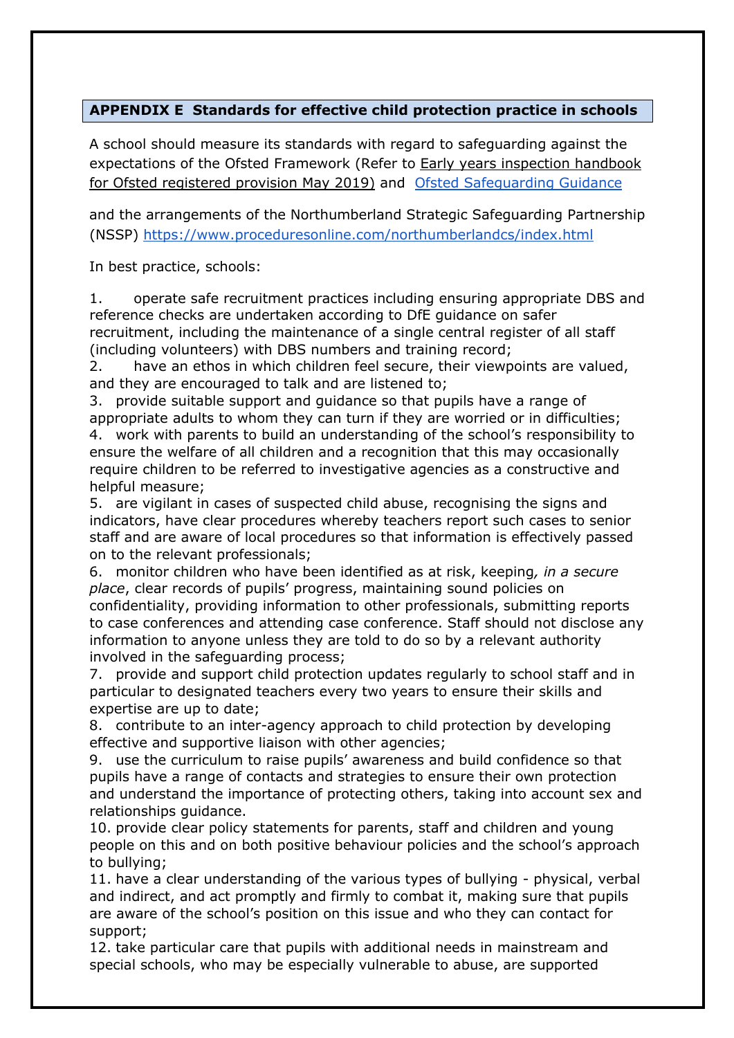## APPENDIX E Standards for effective child protection practice in schools

A school should measure its standards with regard to safeguarding against the expectations of the Ofsted Framework (Refer to Early years inspection handbook for Ofsted registered provision May 2019) and [Ofsted Safeguarding Guidance](#)

and the arrangements of the Northumberland Strategic Safeguarding Partnership (NSSP) https://www.proceduresonline.com/northumberlandcs/index.html

In best practice, schools:

1. operate safe recruitment practices including ensuring appropriate DBS and reference checks are undertaken according to DfE guidance on safer recruitment, including the maintenance of a single central register of all staff (including volunteers) with DBS numbers and training record;
2. have an ethos in which children feel secure, their viewpoints are valued, and they are encouraged to talk and are listened to;
3. provide suitable support and guidance so that pupils have a range of appropriate adults to whom they can turn if they are worried or in difficulties;
4. work with parents to build an understanding of the school's responsibility to ensure the welfare of all children and a recognition that this may occasionally require children to be referred to investigative agencies as a constructive and helpful measure;
5. are vigilant in cases of suspected child abuse, recognising the signs and indicators, have clear procedures whereby teachers report such cases to senior staff and are aware of local procedures so that information is effectively passed on to the relevant professionals;
6. monitor children who have been identified as at risk, keeping*, in a secure place*, clear records of pupils' progress, maintaining sound policies on confidentiality, providing information to other professionals, submitting reports to case conferences and attending case conference. Staff should not disclose any information to anyone unless they are told to do so by a relevant authority involved in the safeguarding process;
7. provide and support child protection updates regularly to school staff and in particular to designated teachers every two years to ensure their skills and expertise are up to date;
8. contribute to an inter-agency approach to child protection by developing effective and supportive liaison with other agencies;
9. use the curriculum to raise pupils' awareness and build confidence so that pupils have a range of contacts and strategies to ensure their own protection and understand the importance of protecting others, taking into account sex and relationships guidance.
10. provide clear policy statements for parents, staff and children and young people on this and on both positive behaviour policies and the school's approach to bullying;
11. have a clear understanding of the various types of bullying - physical, verbal and indirect, and act promptly and firmly to combat it, making sure that pupils are aware of the school's position on this issue and who they can contact for support;
12. take particular care that pupils with additional needs in mainstream and special schools, who may be especially vulnerable to abuse, are supported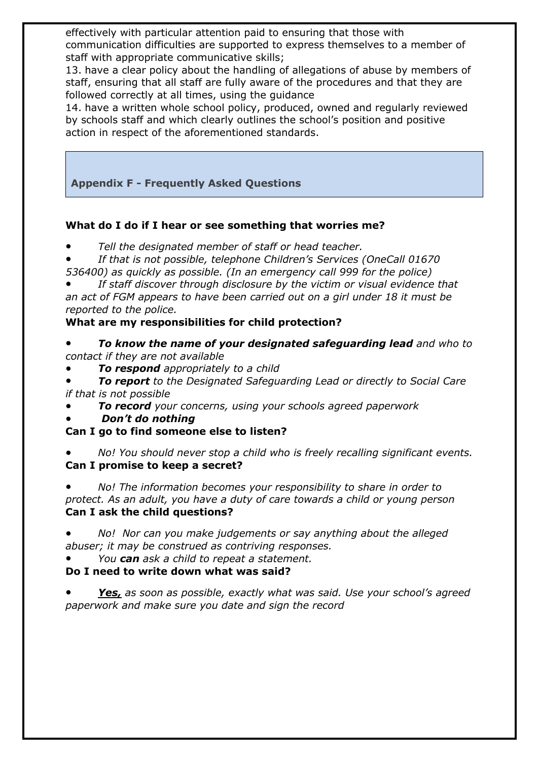effectively with particular attention paid to ensuring that those with communication difficulties are supported to express themselves to a member of staff with appropriate communicative skills;

13. have a clear policy about the handling of allegations of abuse by members of staff, ensuring that all staff are fully aware of the procedures and that they are followed correctly at all times, using the guidance

14. have a written whole school policy, produced, owned and regularly reviewed by schools staff and which clearly outlines the school's position and positive action in respect of the aforementioned standards.

## Appendix F - Frequently Asked Questions

**What do I do if I hear or see something that worries me?**

- *Tell the designated member of staff or head teacher.*
- *If that is not possible, telephone Children's Services (OneCall 01670 536400) as quickly as possible. (In an emergency call 999 for the police)*
- *If staff discover through disclosure by the victim or visual evidence that an act of FGM appears to have been carried out on a girl under 18 it must be reported to the police.*

**What are my responsibilities for child protection?**

- ***To know the name of your designated safeguarding lead*** *and who to contact if they are not available*
- ***To respond*** *appropriately to a child*
- ***To report*** *to the Designated Safeguarding Lead or directly to Social Care if that is not possible*
- ***To record*** *your concerns, using your schools agreed paperwork*
- ***Don't do nothing***

**Can I go to find someone else to listen?**

- *No! You should never stop a child who is freely recalling significant events.*

**Can I promise to keep a secret?**

- *No! The information becomes your responsibility to share in order to protect. As an adult, you have a duty of care towards a child or young person*

**Can I ask the child questions?**

- *No! Nor can you make judgements or say anything about the alleged abuser; it may be construed as contriving responses.*
- *You* ***can*** *ask a child to repeat a statement.*

**Do I need to write down what was said?**

- ***Yes,*** *as soon as possible, exactly what was said. Use your school's agreed paperwork and make sure you date and sign the record*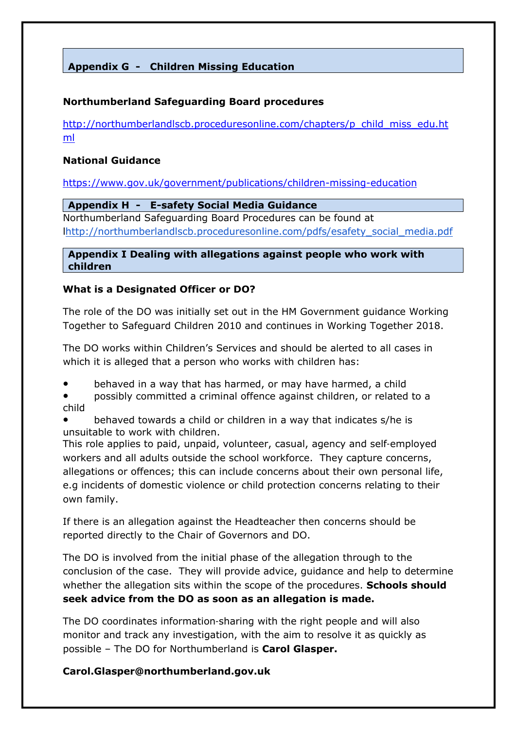## Appendix G - Children Missing Education

**Northumberland Safeguarding Board procedures**

http://northumberlandlscb.proceduresonline.com/chapters/p_child_miss_edu.html

**National Guidance**

https://www.gov.uk/government/publications/children-missing-education

## Appendix H - E-safety Social Media Guidance

Northumberland Safeguarding Board Procedures can be found at lhttp://northumberlandlscb.proceduresonline.com/pdfs/esafety_social_media.pdf

## Appendix I Dealing with allegations against people who work with children

**What is a Designated Officer or DO?**

The role of the DO was initially set out in the HM Government guidance Working Together to Safeguard Children 2010 and continues in Working Together 2018.

The DO works within Children's Services and should be alerted to all cases in which it is alleged that a person who works with children has:

- behaved in a way that has harmed, or may have harmed, a child
- possibly committed a criminal offence against children, or related to a child
- behaved towards a child or children in a way that indicates s/he is unsuitable to work with children.

This role applies to paid, unpaid, volunteer, casual, agency and self-employed workers and all adults outside the school workforce. They capture concerns, allegations or offences; this can include concerns about their own personal life, e.g incidents of domestic violence or child protection concerns relating to their own family.

If there is an allegation against the Headteacher then concerns should be reported directly to the Chair of Governors and DO.

The DO is involved from the initial phase of the allegation through to the conclusion of the case. They will provide advice, guidance and help to determine whether the allegation sits within the scope of the procedures. **Schools should seek advice from the DO as soon as an allegation is made.**

The DO coordinates information-sharing with the right people and will also monitor and track any investigation, with the aim to resolve it as quickly as possible – The DO for Northumberland is **Carol Glasper.**

**Carol.Glasper@northumberland.gov.uk**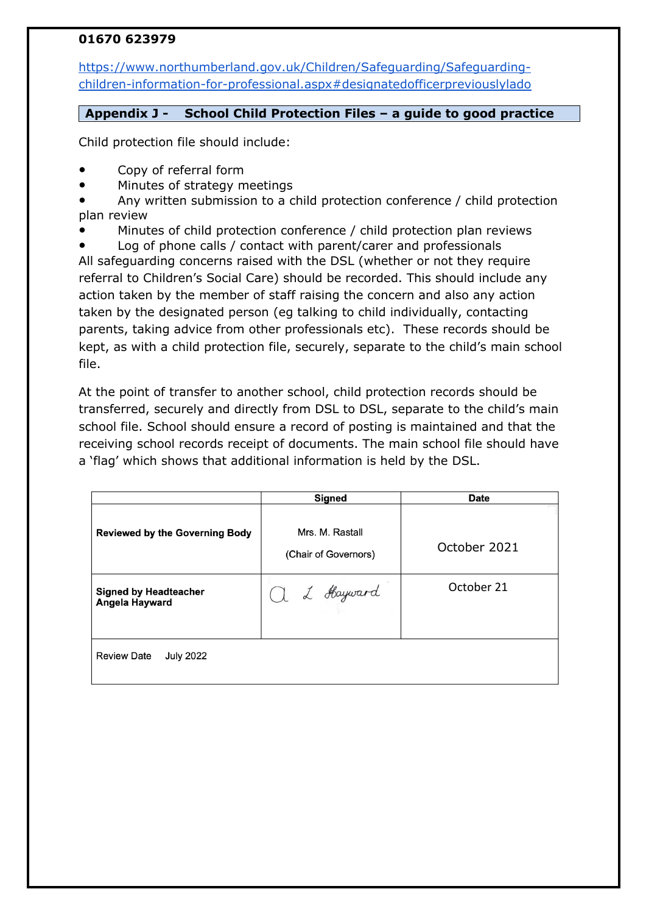**01670 623979**

https://www.northumberland.gov.uk/Children/Safeguarding/Safeguarding-children-information-for-professional.aspx#designatedofficerpreviouslylado

## Appendix J - School Child Protection Files – a guide to good practice

Child protection file should include:

- Copy of referral form
- Minutes of strategy meetings
- Any written submission to a child protection conference / child protection plan review
- Minutes of child protection conference / child protection plan reviews
- Log of phone calls / contact with parent/carer and professionals

All safeguarding concerns raised with the DSL (whether or not they require referral to Children's Social Care) should be recorded. This should include any action taken by the member of staff raising the concern and also any action taken by the designated person (eg talking to child individually, contacting parents, taking advice from other professionals etc). These records should be kept, as with a child protection file, securely, separate to the child's main school file.

At the point of transfer to another school, child protection records should be transferred, securely and directly from DSL to DSL, separate to the child's main school file. School should ensure a record of posting is maintained and that the receiving school records receipt of documents. The main school file should have a 'flag' which shows that additional information is held by the DSL.

| | Signed | Date |
|---|---|---|
| **Reviewed by the Governing Body** | Mrs. M. Rastall (Chair of Governors) | October 2021 |
| **Signed by Headteacher Angela Hayward** | A L Hayward | October 21 |
| Review Date July 2022 | | |